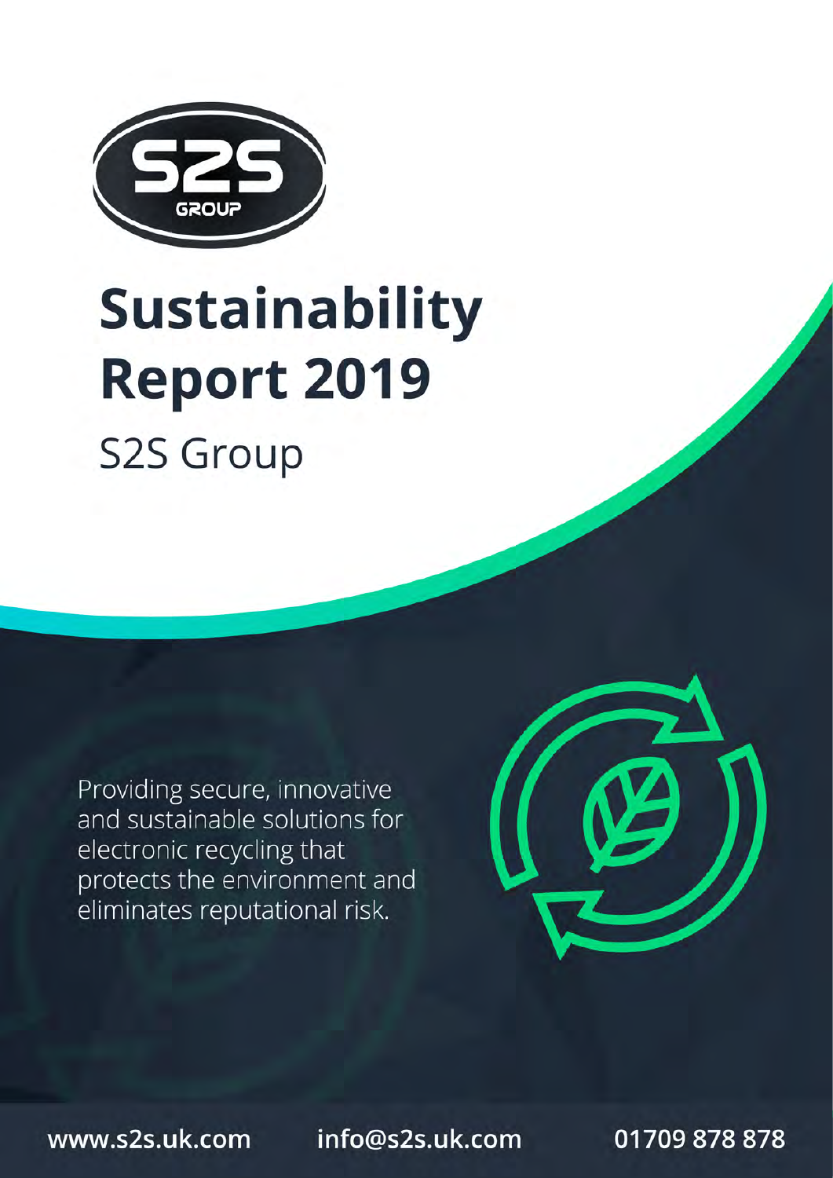# Sustainability Report 2019

S2S Group

Providing secure, innovative and sustainable solutions for electronic recycling that protects the environment and eliminates reputational risk.

www.s2s.uk.com info@s2s.uk.com 01709 878 878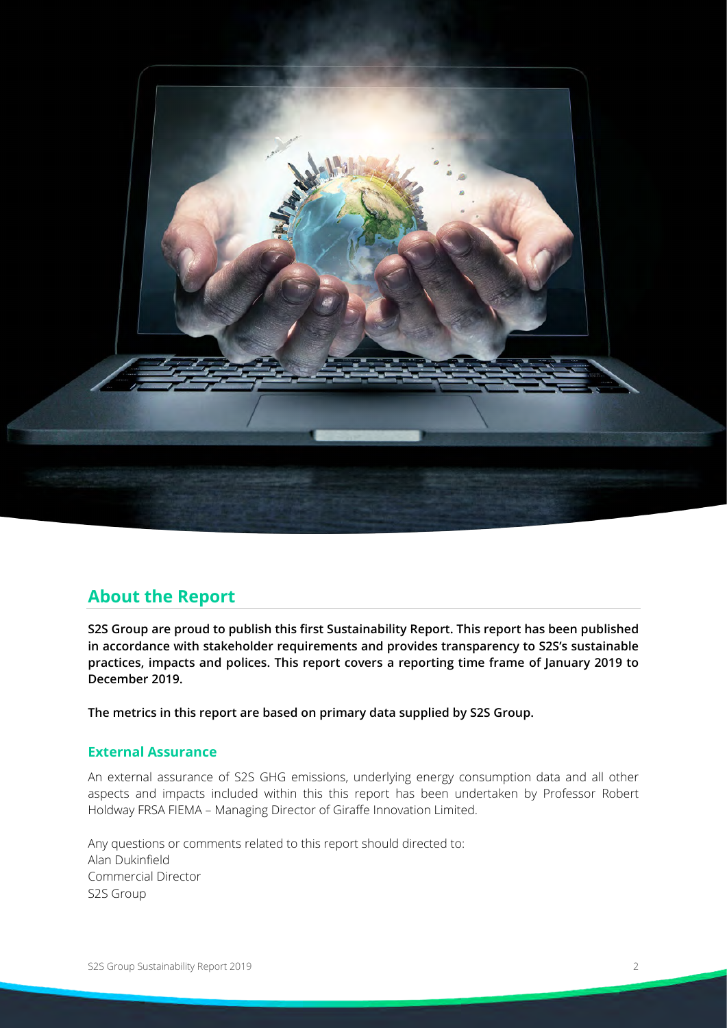## About the Report

**S2S Group are proud to publish this first Sustainability Report. This report has been published in accordance with stakeholder requirements and provides transparency to S2S's sustainable practices, impacts and polices. This report covers a reporting time frame of January 2019 to December 2019.**

**The metrics in this report are based on primary data supplied by S2S Group.**

### External Assurance

An external assurance of S2S GHG emissions, underlying energy consumption data and all other aspects and impacts included within this this report has been undertaken by Professor Robert Holdway FRSA FIEMA – Managing Director of Giraffe Innovation Limited.

Any questions or comments related to this report should directed to:
Alan Dukinfield
Commercial Director
S2S Group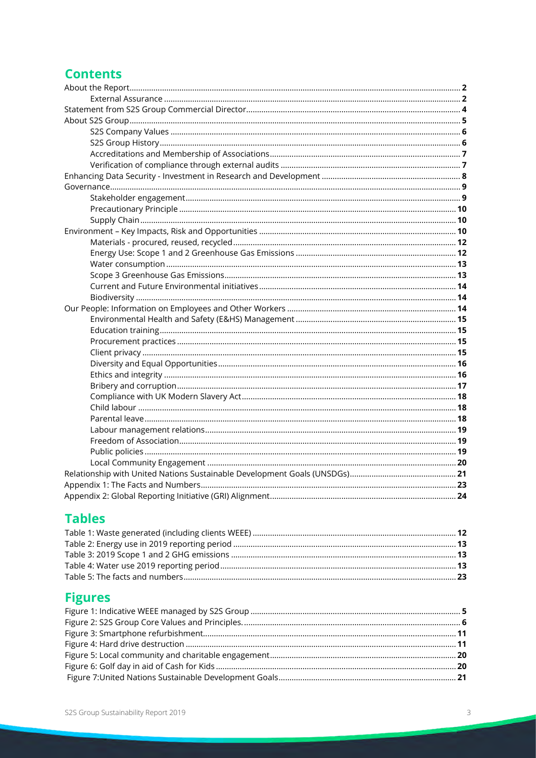## Contents

- About the Report ... 2
  - External Assurance ... 2
- Statement from S2S Group Commercial Director ... 4
- About S2S Group ... 5
  - S2S Company Values ... 6
  - S2S Group History ... 6
  - Accreditations and Membership of Associations ... 7
  - Verification of compliance through external audits ... 7
- Enhancing Data Security - Investment in Research and Development ... 8
- Governance ... 9
  - Stakeholder engagement ... 9
  - Precautionary Principle ... 10
  - Supply Chain ... 10
- Environment – Key Impacts, Risk and Opportunities ... 10
  - Materials - procured, reused, recycled ... 12
  - Energy Use: Scope 1 and 2 Greenhouse Gas Emissions ... 12
  - Water consumption ... 13
  - Scope 3 Greenhouse Gas Emissions ... 13
  - Current and Future Environmental initiatives ... 14
  - Biodiversity ... 14
- Our People: Information on Employees and Other Workers ... 14
  - Environmental Health and Safety (E&HS) Management ... 15
  - Education training ... 15
  - Procurement practices ... 15
  - Client privacy ... 15
  - Diversity and Equal Opportunities ... 16
  - Ethics and integrity ... 16
  - Bribery and corruption ... 17
  - Compliance with UK Modern Slavery Act ... 18
  - Child labour ... 18
  - Parental leave ... 18
  - Labour management relations ... 19
  - Freedom of Association ... 19
  - Public policies ... 19
  - Local Community Engagement ... 20
- Relationship with United Nations Sustainable Development Goals (UNSDGs) ... 21
- Appendix 1: The Facts and Numbers ... 23
- Appendix 2: Global Reporting Initiative (GRI) Alignment ... 24

## Tables

- Table 1: Waste generated (including clients WEEE) ... 12
- Table 2: Energy use in 2019 reporting period ... 13
- Table 3: 2019 Scope 1 and 2 GHG emissions ... 13
- Table 4: Water use 2019 reporting period ... 13
- Table 5: The facts and numbers ... 23

## Figures

- Figure 1: Indicative WEEE managed by S2S Group ... 5
- Figure 2: S2S Group Core Values and Principles. ... 6
- Figure 3: Smartphone refurbishment ... 11
- Figure 4: Hard drive destruction ... 11
- Figure 5: Local community and charitable engagement ... 20
- Figure 6: Golf day in aid of Cash for Kids ... 20
- Figure 7: United Nations Sustainable Development Goals ... 21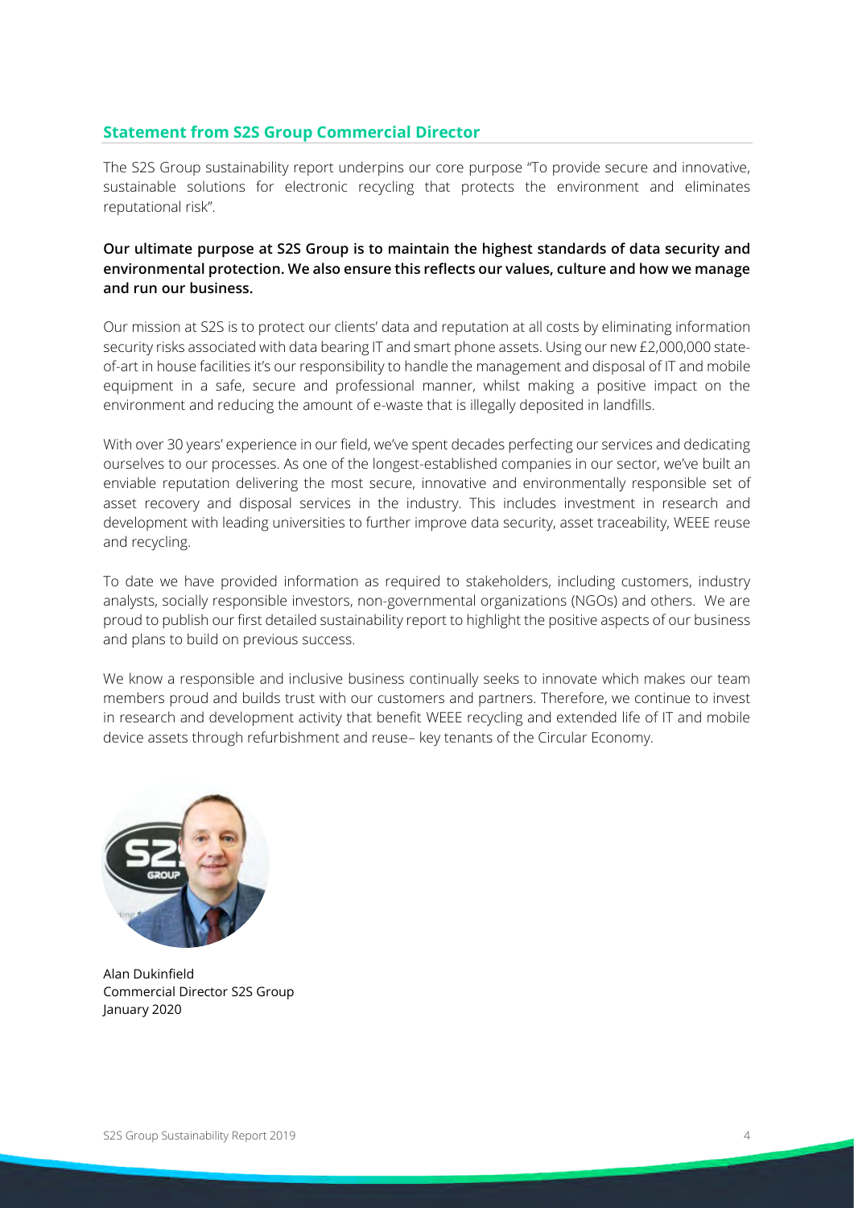## Statement from S2S Group Commercial Director

The S2S Group sustainability report underpins our core purpose "To provide secure and innovative, sustainable solutions for electronic recycling that protects the environment and eliminates reputational risk".

**Our ultimate purpose at S2S Group is to maintain the highest standards of data security and environmental protection. We also ensure this reflects our values, culture and how we manage and run our business.**

Our mission at S2S is to protect our clients' data and reputation at all costs by eliminating information security risks associated with data bearing IT and smart phone assets. Using our new £2,000,000 state-of-art in house facilities it's our responsibility to handle the management and disposal of IT and mobile equipment in a safe, secure and professional manner, whilst making a positive impact on the environment and reducing the amount of e-waste that is illegally deposited in landfills.

With over 30 years' experience in our field, we've spent decades perfecting our services and dedicating ourselves to our processes. As one of the longest-established companies in our sector, we've built an enviable reputation delivering the most secure, innovative and environmentally responsible set of asset recovery and disposal services in the industry. This includes investment in research and development with leading universities to further improve data security, asset traceability, WEEE reuse and recycling.

To date we have provided information as required to stakeholders, including customers, industry analysts, socially responsible investors, non-governmental organizations (NGOs) and others. We are proud to publish our first detailed sustainability report to highlight the positive aspects of our business and plans to build on previous success.

We know a responsible and inclusive business continually seeks to innovate which makes our team members proud and builds trust with our customers and partners. Therefore, we continue to invest in research and development activity that benefit WEEE recycling and extended life of IT and mobile device assets through refurbishment and reuse– key tenants of the Circular Economy.

Alan Dukinfield
Commercial Director S2S Group
January 2020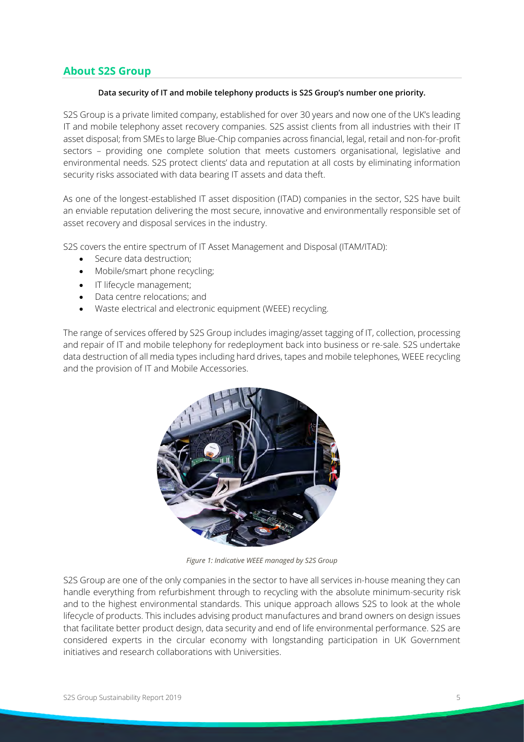## About S2S Group

**Data security of IT and mobile telephony products is S2S Group's number one priority.**

S2S Group is a private limited company, established for over 30 years and now one of the UK's leading IT and mobile telephony asset recovery companies. S2S assist clients from all industries with their IT asset disposal; from SMEs to large Blue-Chip companies across financial, legal, retail and non-for-profit sectors – providing one complete solution that meets customers organisational, legislative and environmental needs. S2S protect clients' data and reputation at all costs by eliminating information security risks associated with data bearing IT assets and data theft.

As one of the longest-established IT asset disposition (ITAD) companies in the sector, S2S have built an enviable reputation delivering the most secure, innovative and environmentally responsible set of asset recovery and disposal services in the industry.

S2S covers the entire spectrum of IT Asset Management and Disposal (ITAM/ITAD):

- Secure data destruction;
- Mobile/smart phone recycling;
- IT lifecycle management;
- Data centre relocations; and
- Waste electrical and electronic equipment (WEEE) recycling.

The range of services offered by S2S Group includes imaging/asset tagging of IT, collection, processing and repair of IT and mobile telephony for redeployment back into business or re-sale. S2S undertake data destruction of all media types including hard drives, tapes and mobile telephones, WEEE recycling and the provision of IT and Mobile Accessories.

*Figure 1: Indicative WEEE managed by S2S Group*

S2S Group are one of the only companies in the sector to have all services in-house meaning they can handle everything from refurbishment through to recycling with the absolute minimum-security risk and to the highest environmental standards. This unique approach allows S2S to look at the whole lifecycle of products. This includes advising product manufactures and brand owners on design issues that facilitate better product design, data security and end of life environmental performance. S2S are considered experts in the circular economy with longstanding participation in UK Government initiatives and research collaborations with Universities.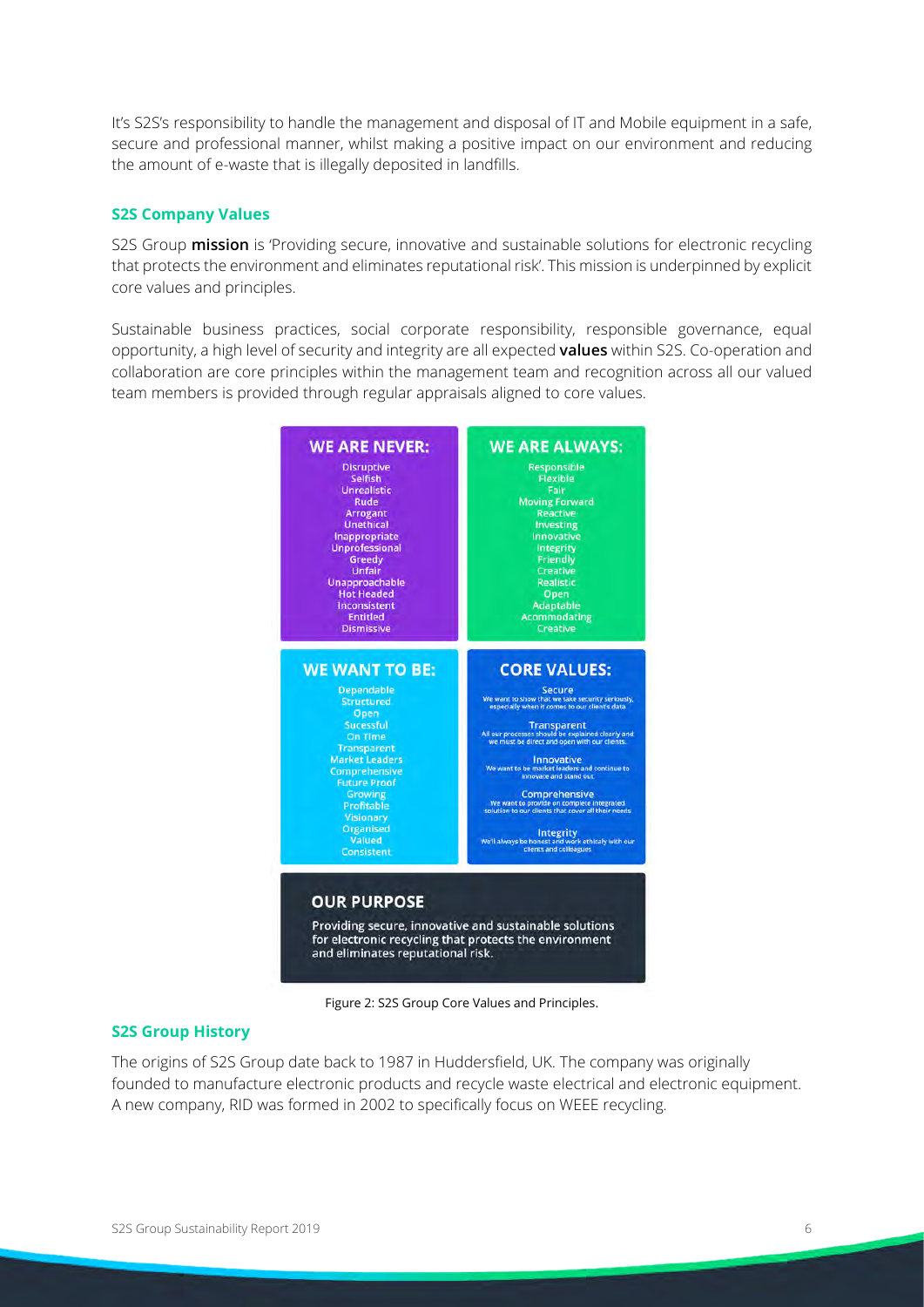It's S2S's responsibility to handle the management and disposal of IT and Mobile equipment in a safe, secure and professional manner, whilst making a positive impact on our environment and reducing the amount of e-waste that is illegally deposited in landfills.

### S2S Company Values

S2S Group **mission** is 'Providing secure, innovative and sustainable solutions for electronic recycling that protects the environment and eliminates reputational risk'. This mission is underpinned by explicit core values and principles.

Sustainable business practices, social corporate responsibility, responsible governance, equal opportunity, a high level of security and integrity are all expected **values** within S2S. Co-operation and collaboration are core principles within the management team and recognition across all our valued team members is provided through regular appraisals aligned to core values.

**WE ARE NEVER:**

Disruptive
Selfish
Unrealistic
Rude
Arrogant
Unethical
Inappropriate
Unprofessional
Greedy
Unfair
Unapproachable
Hot Headed
Inconsistent
Entitled
Dismissive

**WE ARE ALWAYS:**

Responsible
Flexible
Fair
Moving Forward
Reactive
Investing
Innovative
Integrity
Friendly
Creative
Realistic
Open
Adaptable
Accommodating
Creative

**WE WANT TO BE:**

Dependable
Structured
Open
Sucessful
On Time
Transparent
Market Leaders
Comprehensive
Future Proof
Growing
Profitable
Visionary
Organised
Valued
Consistent

**CORE VALUES:**

**Secure**
We want to show that we take security seriously, especially when it comes to our client's data

**Transparent**
All our processes should be explained clearly and we must be direct and open with our clients.

**Innovative**
We want to be market leaders and continue to innovate and stand out.

**Comprehensive**
We want to provide on complete integrated solution to our clients that cover all their needs

**Integrity**
We'll always be honest and work ethicaly with our clients and colleagues

**OUR PURPOSE**

Providing secure, innovative and sustainable solutions for electronic recycling that protects the environment and eliminates reputational risk.

Figure 2: S2S Group Core Values and Principles.

### S2S Group History

The origins of S2S Group date back to 1987 in Huddersfield, UK. The company was originally founded to manufacture electronic products and recycle waste electrical and electronic equipment. A new company, RID was formed in 2002 to specifically focus on WEEE recycling.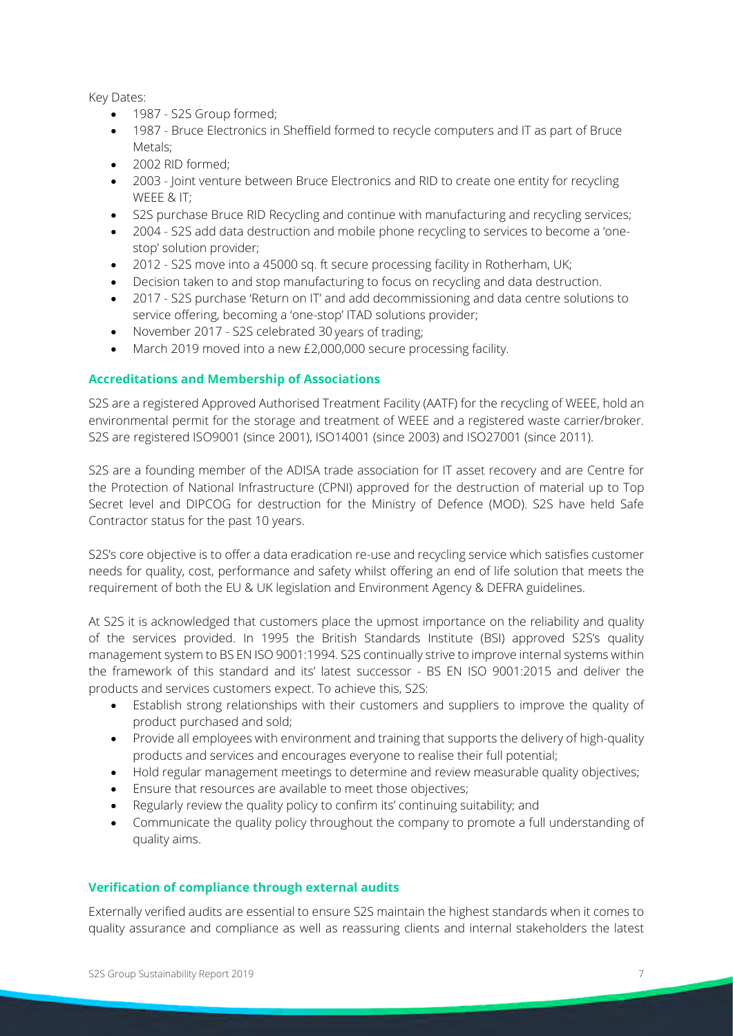Key Dates:

- 1987 - S2S Group formed;
- 1987 - Bruce Electronics in Sheffield formed to recycle computers and IT as part of Bruce Metals;
- 2002 RID formed;
- 2003 - Joint venture between Bruce Electronics and RID to create one entity for recycling WEEE & IT;
- S2S purchase Bruce RID Recycling and continue with manufacturing and recycling services;
- 2004 - S2S add data destruction and mobile phone recycling to services to become a 'one-stop' solution provider;
- 2012 - S2S move into a 45000 sq. ft secure processing facility in Rotherham, UK;
- Decision taken to and stop manufacturing to focus on recycling and data destruction.
- 2017 - S2S purchase 'Return on IT' and add decommissioning and data centre solutions to service offering, becoming a 'one-stop' ITAD solutions provider;
- November 2017 - S2S celebrated 30 years of trading;
- March 2019 moved into a new £2,000,000 secure processing facility.

### Accreditations and Membership of Associations

S2S are a registered Approved Authorised Treatment Facility (AATF) for the recycling of WEEE, hold an environmental permit for the storage and treatment of WEEE and a registered waste carrier/broker. S2S are registered ISO9001 (since 2001), ISO14001 (since 2003) and ISO27001 (since 2011).

S2S are a founding member of the ADISA trade association for IT asset recovery and are Centre for the Protection of National Infrastructure (CPNI) approved for the destruction of material up to Top Secret level and DIPCOG for destruction for the Ministry of Defence (MOD). S2S have held Safe Contractor status for the past 10 years.

S2S's core objective is to offer a data eradication re-use and recycling service which satisfies customer needs for quality, cost, performance and safety whilst offering an end of life solution that meets the requirement of both the EU & UK legislation and Environment Agency & DEFRA guidelines.

At S2S it is acknowledged that customers place the upmost importance on the reliability and quality of the services provided. In 1995 the British Standards Institute (BSI) approved S2S's quality management system to BS EN ISO 9001:1994. S2S continually strive to improve internal systems within the framework of this standard and its' latest successor - BS EN ISO 9001:2015 and deliver the products and services customers expect. To achieve this, S2S:

- Establish strong relationships with their customers and suppliers to improve the quality of product purchased and sold;
- Provide all employees with environment and training that supports the delivery of high-quality products and services and encourages everyone to realise their full potential;
- Hold regular management meetings to determine and review measurable quality objectives;
- Ensure that resources are available to meet those objectives;
- Regularly review the quality policy to confirm its' continuing suitability; and
- Communicate the quality policy throughout the company to promote a full understanding of quality aims.

### Verification of compliance through external audits

Externally verified audits are essential to ensure S2S maintain the highest standards when it comes to quality assurance and compliance as well as reassuring clients and internal stakeholders the latest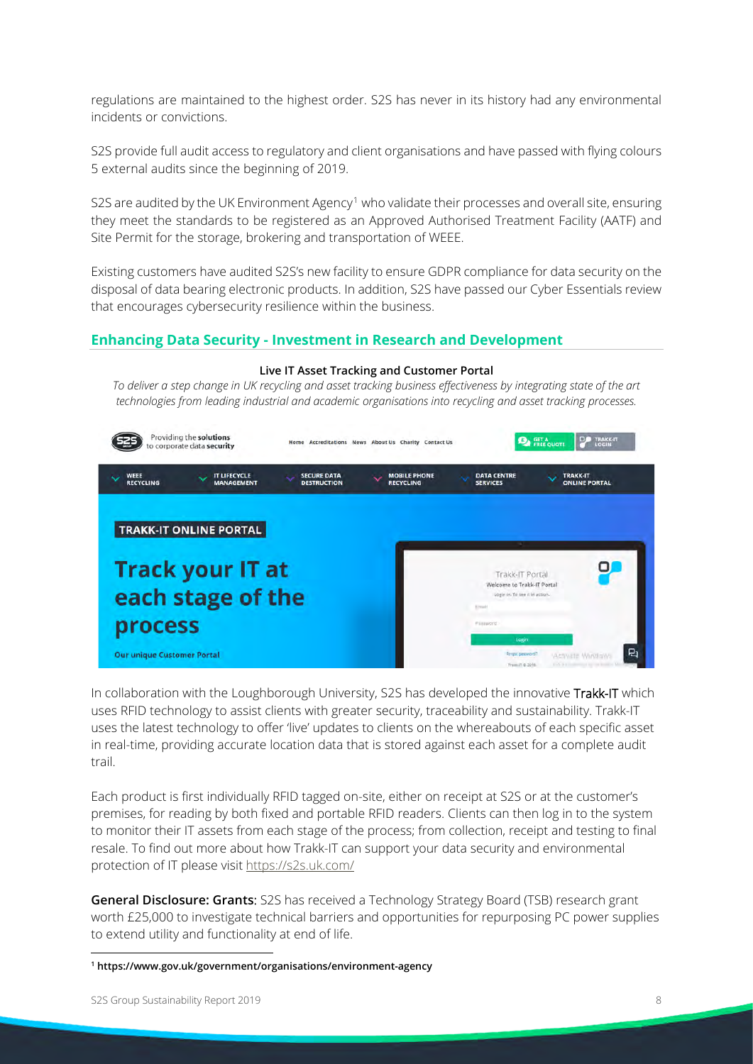regulations are maintained to the highest order. S2S has never in its history had any environmental incidents or convictions.

S2S provide full audit access to regulatory and client organisations and have passed with flying colours 5 external audits since the beginning of 2019.

S2S are audited by the UK Environment Agency[1] who validate their processes and overall site, ensuring they meet the standards to be registered as an Approved Authorised Treatment Facility (AATF) and Site Permit for the storage, brokering and transportation of WEEE.

Existing customers have audited S2S's new facility to ensure GDPR compliance for data security on the disposal of data bearing electronic products. In addition, S2S have passed our Cyber Essentials review that encourages cybersecurity resilience within the business.

## Enhancing Data Security - Investment in Research and Development

**Live IT Asset Tracking and Customer Portal**

*To deliver a step change in UK recycling and asset tracking business effectiveness by integrating state of the art technologies from leading industrial and academic organisations into recycling and asset tracking processes.*

In collaboration with the Loughborough University, S2S has developed the innovative Trakk-IT which uses RFID technology to assist clients with greater security, traceability and sustainability. Trakk-IT uses the latest technology to offer 'live' updates to clients on the whereabouts of each specific asset in real-time, providing accurate location data that is stored against each asset for a complete audit trail.

Each product is first individually RFID tagged on-site, either on receipt at S2S or at the customer's premises, for reading by both fixed and portable RFID readers. Clients can then log in to the system to monitor their IT assets from each stage of the process; from collection, receipt and testing to final resale. To find out more about how Trakk-IT can support your data security and environmental protection of IT please visit https://s2s.uk.com/

**General Disclosure: Grants**: S2S has received a Technology Strategy Board (TSB) research grant worth £25,000 to investigate technical barriers and opportunities for repurposing PC power supplies to extend utility and functionality at end of life.

---

[1] **https://www.gov.uk/government/organisations/environment-agency**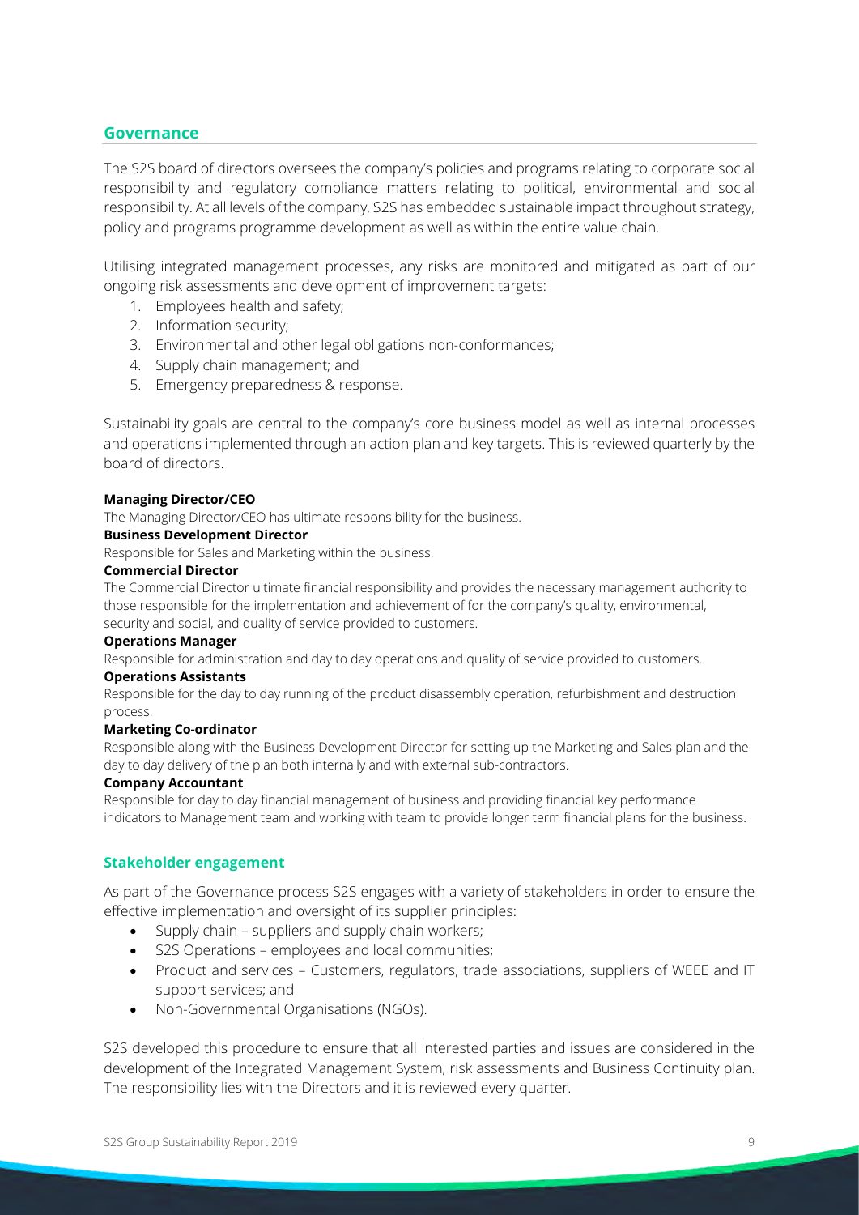## Governance

The S2S board of directors oversees the company's policies and programs relating to corporate social responsibility and regulatory compliance matters relating to political, environmental and social responsibility. At all levels of the company, S2S has embedded sustainable impact throughout strategy, policy and programs programme development as well as within the entire value chain.

Utilising integrated management processes, any risks are monitored and mitigated as part of our ongoing risk assessments and development of improvement targets:

1. Employees health and safety;
2. Information security;
3. Environmental and other legal obligations non-conformances;
4. Supply chain management; and
5. Emergency preparedness & response.

Sustainability goals are central to the company's core business model as well as internal processes and operations implemented through an action plan and key targets. This is reviewed quarterly by the board of directors.

**Managing Director/CEO**

The Managing Director/CEO has ultimate responsibility for the business.

**Business Development Director**

Responsible for Sales and Marketing within the business.

**Commercial Director**

The Commercial Director ultimate financial responsibility and provides the necessary management authority to those responsible for the implementation and achievement of for the company's quality, environmental, security and social, and quality of service provided to customers.

**Operations Manager**

Responsible for administration and day to day operations and quality of service provided to customers.

**Operations Assistants**

Responsible for the day to day running of the product disassembly operation, refurbishment and destruction process.

**Marketing Co-ordinator**

Responsible along with the Business Development Director for setting up the Marketing and Sales plan and the day to day delivery of the plan both internally and with external sub-contractors.

**Company Accountant**

Responsible for day to day financial management of business and providing financial key performance indicators to Management team and working with team to provide longer term financial plans for the business.

## Stakeholder engagement

As part of the Governance process S2S engages with a variety of stakeholders in order to ensure the effective implementation and oversight of its supplier principles:

- Supply chain – suppliers and supply chain workers;
- S2S Operations – employees and local communities;
- Product and services – Customers, regulators, trade associations, suppliers of WEEE and IT support services; and
- Non-Governmental Organisations (NGOs).

S2S developed this procedure to ensure that all interested parties and issues are considered in the development of the Integrated Management System, risk assessments and Business Continuity plan. The responsibility lies with the Directors and it is reviewed every quarter.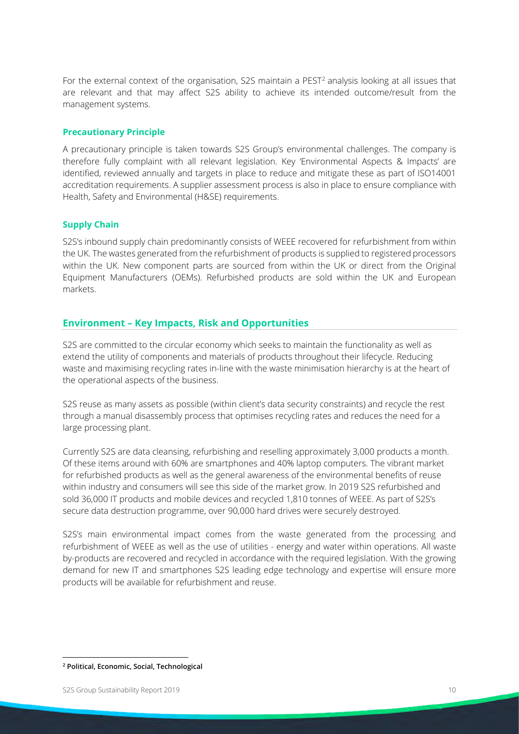For the external context of the organisation, S2S maintain a PEST[2] analysis looking at all issues that are relevant and that may affect S2S ability to achieve its intended outcome/result from the management systems.

### Precautionary Principle

A precautionary principle is taken towards S2S Group's environmental challenges. The company is therefore fully complaint with all relevant legislation. Key 'Environmental Aspects & Impacts' are identified, reviewed annually and targets in place to reduce and mitigate these as part of ISO14001 accreditation requirements. A supplier assessment process is also in place to ensure compliance with Health, Safety and Environmental (H&SE) requirements.

### Supply Chain

S2S's inbound supply chain predominantly consists of WEEE recovered for refurbishment from within the UK. The wastes generated from the refurbishment of products is supplied to registered processors within the UK. New component parts are sourced from within the UK or direct from the Original Equipment Manufacturers (OEMs). Refurbished products are sold within the UK and European markets.

## Environment – Key Impacts, Risk and Opportunities

S2S are committed to the circular economy which seeks to maintain the functionality as well as extend the utility of components and materials of products throughout their lifecycle. Reducing waste and maximising recycling rates in-line with the waste minimisation hierarchy is at the heart of the operational aspects of the business.

S2S reuse as many assets as possible (within client's data security constraints) and recycle the rest through a manual disassembly process that optimises recycling rates and reduces the need for a large processing plant.

Currently S2S are data cleansing, refurbishing and reselling approximately 3,000 products a month. Of these items around with 60% are smartphones and 40% laptop computers. The vibrant market for refurbished products as well as the general awareness of the environmental benefits of reuse within industry and consumers will see this side of the market grow. In 2019 S2S refurbished and sold 36,000 IT products and mobile devices and recycled 1,810 tonnes of WEEE. As part of S2S's secure data destruction programme, over 90,000 hard drives were securely destroyed.

S2S's main environmental impact comes from the waste generated from the processing and refurbishment of WEEE as well as the use of utilities - energy and water within operations. All waste by-products are recovered and recycled in accordance with the required legislation. With the growing demand for new IT and smartphones S2S leading edge technology and expertise will ensure more products will be available for refurbishment and reuse.

---

[2] **Political, Economic, Social, Technological**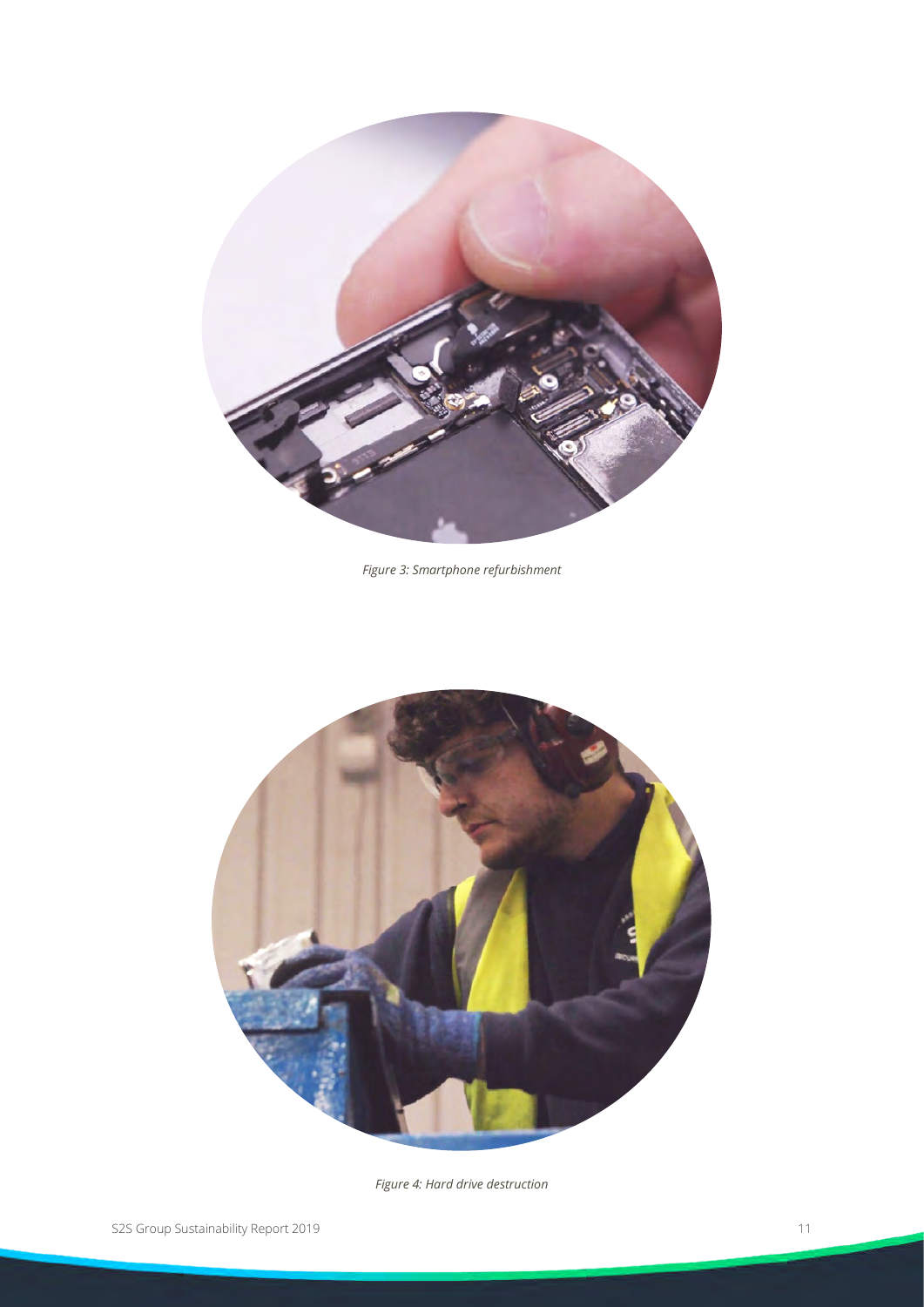*Figure 3: Smartphone refurbishment*

*Figure 4: Hard drive destruction*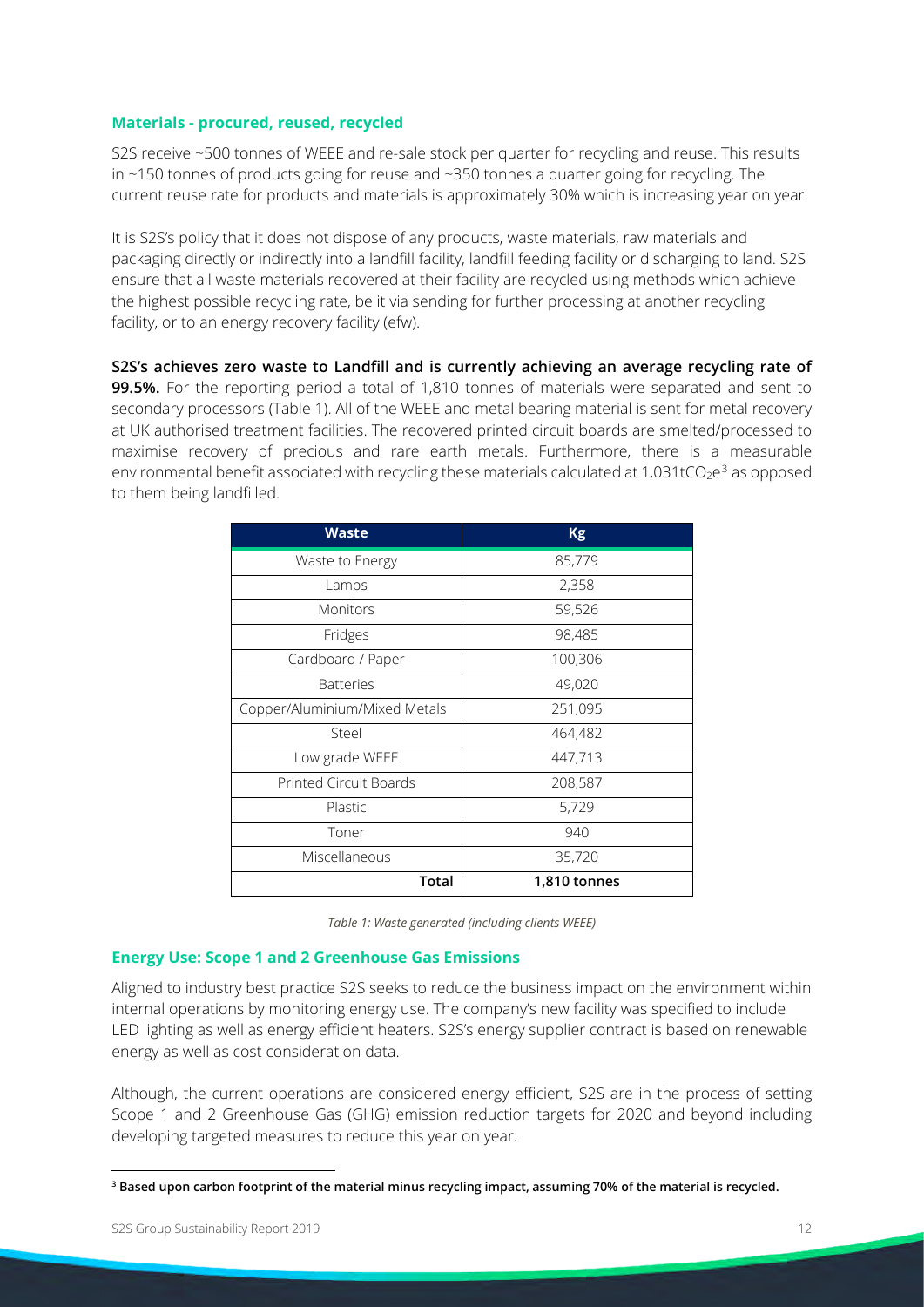### Materials - procured, reused, recycled

S2S receive ~500 tonnes of WEEE and re-sale stock per quarter for recycling and reuse. This results in ~150 tonnes of products going for reuse and ~350 tonnes a quarter going for recycling. The current reuse rate for products and materials is approximately 30% which is increasing year on year.

It is S2S's policy that it does not dispose of any products, waste materials, raw materials and packaging directly or indirectly into a landfill facility, landfill feeding facility or discharging to land. S2S ensure that all waste materials recovered at their facility are recycled using methods which achieve the highest possible recycling rate, be it via sending for further processing at another recycling facility, or to an energy recovery facility (efw).

**S2S's achieves zero waste to Landfill and is currently achieving an average recycling rate of 99.5%.** For the reporting period a total of 1,810 tonnes of materials were separated and sent to secondary processors (Table 1). All of the WEEE and metal bearing material is sent for metal recovery at UK authorised treatment facilities. The recovered printed circuit boards are smelted/processed to maximise recovery of precious and rare earth metals. Furthermore, there is a measurable environmental benefit associated with recycling these materials calculated at 1,031t$CO_2e$[3] as opposed to them being landfilled.

| Waste | Kg |
|---|---|
| Waste to Energy | 85,779 |
| Lamps | 2,358 |
| Monitors | 59,526 |
| Fridges | 98,485 |
| Cardboard / Paper | 100,306 |
| Batteries | 49,020 |
| Copper/Aluminium/Mixed Metals | 251,095 |
| Steel | 464,482 |
| Low grade WEEE | 447,713 |
| Printed Circuit Boards | 208,587 |
| Plastic | 5,729 |
| Toner | 940 |
| Miscellaneous | 35,720 |
| **Total** | **1,810 tonnes** |

*Table 1: Waste generated (including clients WEEE)*

### Energy Use: Scope 1 and 2 Greenhouse Gas Emissions

Aligned to industry best practice S2S seeks to reduce the business impact on the environment within internal operations by monitoring energy use. The company's new facility was specified to include LED lighting as well as energy efficient heaters. S2S's energy supplier contract is based on renewable energy as well as cost consideration data.

Although, the current operations are considered energy efficient, S2S are in the process of setting Scope 1 and 2 Greenhouse Gas (GHG) emission reduction targets for 2020 and beyond including developing targeted measures to reduce this year on year.

[3] **Based upon carbon footprint of the material minus recycling impact, assuming 70% of the material is recycled.**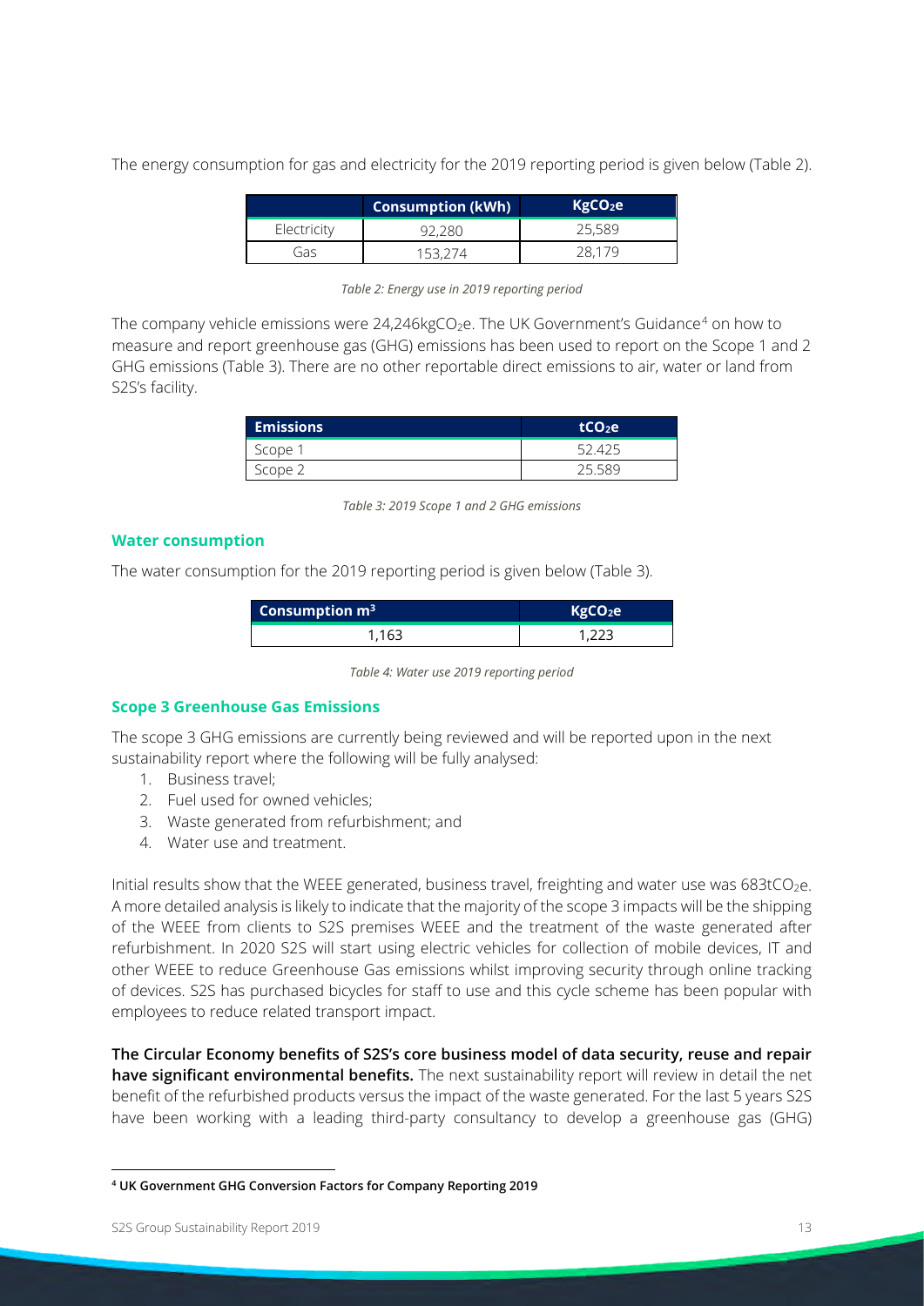The energy consumption for gas and electricity for the 2019 reporting period is given below (Table 2).

| | Consumption (kWh) | $KgCO_2e$ |
|---|---|---|
| Electricity | 92,280 | 25,589 |
| Gas | 153,274 | 28,179 |

*Table 2: Energy use in 2019 reporting period*

The company vehicle emissions were 24,246kg$CO_2$e. The UK Government's Guidance[4] on how to measure and report greenhouse gas (GHG) emissions has been used to report on the Scope 1 and 2 GHG emissions (Table 3). There are no other reportable direct emissions to air, water or land from S2S's facility.

| Emissions | $tCO_2e$ |
|---|---|
| Scope 1 | 52.425 |
| Scope 2 | 25.589 |

*Table 3: 2019 Scope 1 and 2 GHG emissions*

### Water consumption

The water consumption for the 2019 reporting period is given below (Table 3).

| Consumption $m^3$ | $KgCO_2e$ |
|---|---|
| 1,163 | 1,223 |

*Table 4: Water use 2019 reporting period*

### Scope 3 Greenhouse Gas Emissions

The scope 3 GHG emissions are currently being reviewed and will be reported upon in the next sustainability report where the following will be fully analysed:

1. Business travel;
2. Fuel used for owned vehicles;
3. Waste generated from refurbishment; and
4. Water use and treatment.

Initial results show that the WEEE generated, business travel, freighting and water use was 683t$CO_2$e. A more detailed analysis is likely to indicate that the majority of the scope 3 impacts will be the shipping of the WEEE from clients to S2S premises WEEE and the treatment of the waste generated after refurbishment. In 2020 S2S will start using electric vehicles for collection of mobile devices, IT and other WEEE to reduce Greenhouse Gas emissions whilst improving security through online tracking of devices. S2S has purchased bicycles for staff to use and this cycle scheme has been popular with employees to reduce related transport impact.

**The Circular Economy benefits of S2S's core business model of data security, reuse and repair have significant environmental benefits.** The next sustainability report will review in detail the net benefit of the refurbished products versus the impact of the waste generated. For the last 5 years S2S have been working with a leading third-party consultancy to develop a greenhouse gas (GHG)

[4] **UK Government GHG Conversion Factors for Company Reporting 2019**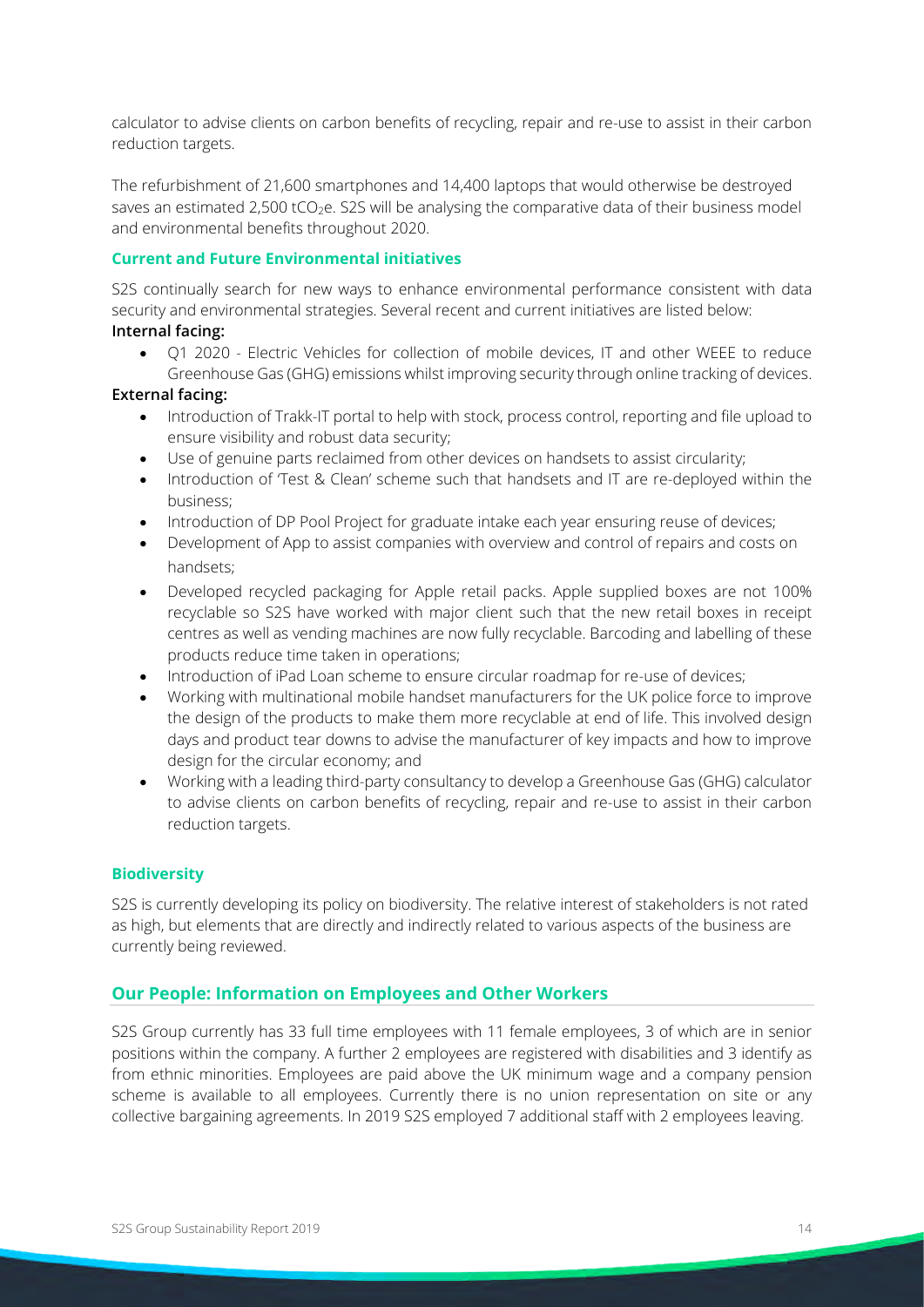calculator to advise clients on carbon benefits of recycling, repair and re-use to assist in their carbon reduction targets.

The refurbishment of 21,600 smartphones and 14,400 laptops that would otherwise be destroyed saves an estimated 2,500 $tCO_2e$. S2S will be analysing the comparative data of their business model and environmental benefits throughout 2020.

### Current and Future Environmental initiatives

S2S continually search for new ways to enhance environmental performance consistent with data security and environmental strategies. Several recent and current initiatives are listed below:

**Internal facing:**

- Q1 2020 - Electric Vehicles for collection of mobile devices, IT and other WEEE to reduce Greenhouse Gas (GHG) emissions whilst improving security through online tracking of devices.

**External facing:**

- Introduction of Trakk-IT portal to help with stock, process control, reporting and file upload to ensure visibility and robust data security;
- Use of genuine parts reclaimed from other devices on handsets to assist circularity;
- Introduction of 'Test & Clean' scheme such that handsets and IT are re-deployed within the business;
- Introduction of DP Pool Project for graduate intake each year ensuring reuse of devices;
- Development of App to assist companies with overview and control of repairs and costs on handsets;
- Developed recycled packaging for Apple retail packs. Apple supplied boxes are not 100% recyclable so S2S have worked with major client such that the new retail boxes in receipt centres as well as vending machines are now fully recyclable. Barcoding and labelling of these products reduce time taken in operations;
- Introduction of iPad Loan scheme to ensure circular roadmap for re-use of devices;
- Working with multinational mobile handset manufacturers for the UK police force to improve the design of the products to make them more recyclable at end of life. This involved design days and product tear downs to advise the manufacturer of key impacts and how to improve design for the circular economy; and
- Working with a leading third-party consultancy to develop a Greenhouse Gas (GHG) calculator to advise clients on carbon benefits of recycling, repair and re-use to assist in their carbon reduction targets.

### Biodiversity

S2S is currently developing its policy on biodiversity. The relative interest of stakeholders is not rated as high, but elements that are directly and indirectly related to various aspects of the business are currently being reviewed.

## Our People: Information on Employees and Other Workers

S2S Group currently has 33 full time employees with 11 female employees, 3 of which are in senior positions within the company. A further 2 employees are registered with disabilities and 3 identify as from ethnic minorities. Employees are paid above the UK minimum wage and a company pension scheme is available to all employees. Currently there is no union representation on site or any collective bargaining agreements. In 2019 S2S employed 7 additional staff with 2 employees leaving.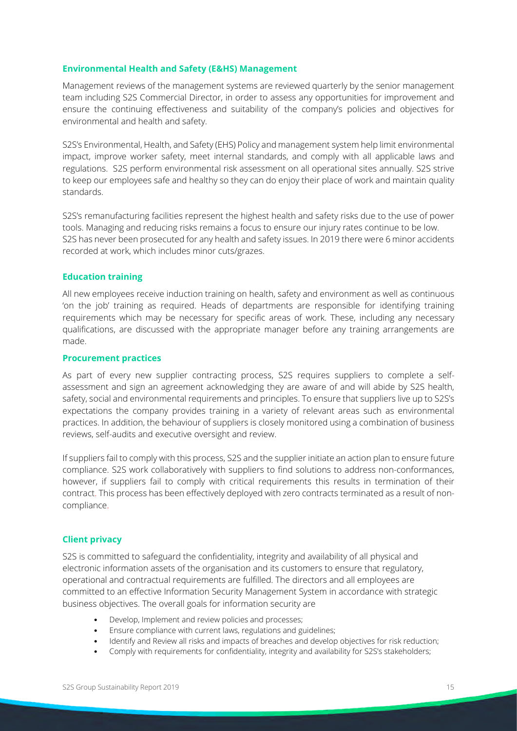### Environmental Health and Safety (E&HS) Management

Management reviews of the management systems are reviewed quarterly by the senior management team including S2S Commercial Director, in order to assess any opportunities for improvement and ensure the continuing effectiveness and suitability of the company's policies and objectives for environmental and health and safety.

S2S's Environmental, Health, and Safety (EHS) Policy and management system help limit environmental impact, improve worker safety, meet internal standards, and comply with all applicable laws and regulations. S2S perform environmental risk assessment on all operational sites annually. S2S strive to keep our employees safe and healthy so they can do enjoy their place of work and maintain quality standards.

S2S's remanufacturing facilities represent the highest health and safety risks due to the use of power tools. Managing and reducing risks remains a focus to ensure our injury rates continue to be low. S2S has never been prosecuted for any health and safety issues. In 2019 there were 6 minor accidents recorded at work, which includes minor cuts/grazes.

### Education training

All new employees receive induction training on health, safety and environment as well as continuous 'on the job' training as required. Heads of departments are responsible for identifying training requirements which may be necessary for specific areas of work. These, including any necessary qualifications, are discussed with the appropriate manager before any training arrangements are made.

### Procurement practices

As part of every new supplier contracting process, S2S requires suppliers to complete a self-assessment and sign an agreement acknowledging they are aware of and will abide by S2S health, safety, social and environmental requirements and principles. To ensure that suppliers live up to S2S's expectations the company provides training in a variety of relevant areas such as environmental practices. In addition, the behaviour of suppliers is closely monitored using a combination of business reviews, self-audits and executive oversight and review.

If suppliers fail to comply with this process, S2S and the supplier initiate an action plan to ensure future compliance. S2S work collaboratively with suppliers to find solutions to address non-conformances, however, if suppliers fail to comply with critical requirements this results in termination of their contract. This process has been effectively deployed with zero contracts terminated as a result of non-compliance.

### Client privacy

S2S is committed to safeguard the confidentiality, integrity and availability of all physical and electronic information assets of the organisation and its customers to ensure that regulatory, operational and contractual requirements are fulfilled. The directors and all employees are committed to an effective Information Security Management System in accordance with strategic business objectives. The overall goals for information security are

- Develop, Implement and review policies and processes;
- Ensure compliance with current laws, regulations and guidelines;
- Identify and Review all risks and impacts of breaches and develop objectives for risk reduction;
- Comply with requirements for confidentiality, integrity and availability for S2S's stakeholders;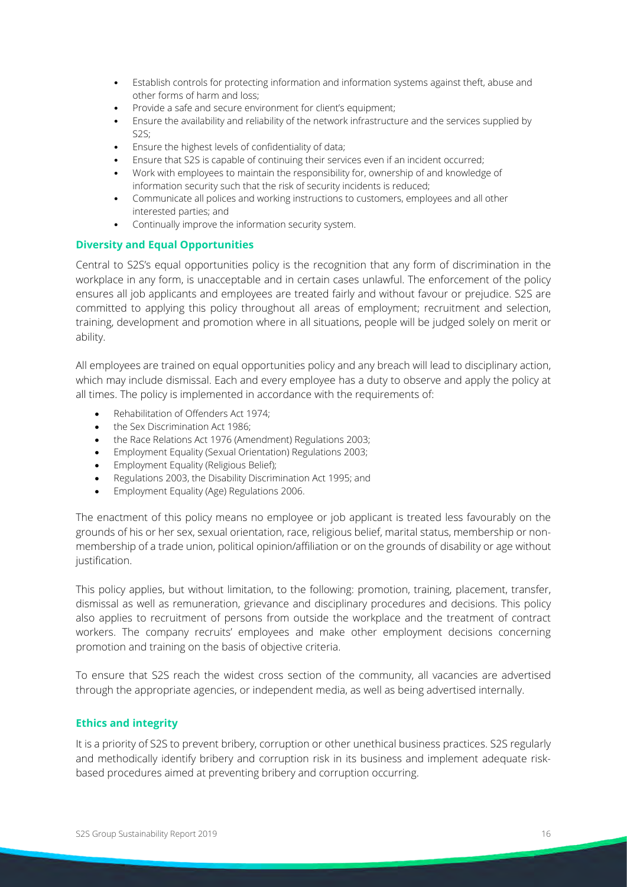- Establish controls for protecting information and information systems against theft, abuse and other forms of harm and loss;
- Provide a safe and secure environment for client's equipment;
- Ensure the availability and reliability of the network infrastructure and the services supplied by S2S;
- Ensure the highest levels of confidentiality of data;
- Ensure that S2S is capable of continuing their services even if an incident occurred;
- Work with employees to maintain the responsibility for, ownership of and knowledge of information security such that the risk of security incidents is reduced;
- Communicate all polices and working instructions to customers, employees and all other interested parties; and
- Continually improve the information security system.

### Diversity and Equal Opportunities

Central to S2S's equal opportunities policy is the recognition that any form of discrimination in the workplace in any form, is unacceptable and in certain cases unlawful. The enforcement of the policy ensures all job applicants and employees are treated fairly and without favour or prejudice. S2S are committed to applying this policy throughout all areas of employment; recruitment and selection, training, development and promotion where in all situations, people will be judged solely on merit or ability.

All employees are trained on equal opportunities policy and any breach will lead to disciplinary action, which may include dismissal. Each and every employee has a duty to observe and apply the policy at all times. The policy is implemented in accordance with the requirements of:

- Rehabilitation of Offenders Act 1974;
- the Sex Discrimination Act 1986;
- the Race Relations Act 1976 (Amendment) Regulations 2003;
- Employment Equality (Sexual Orientation) Regulations 2003;
- Employment Equality (Religious Belief);
- Regulations 2003, the Disability Discrimination Act 1995; and
- Employment Equality (Age) Regulations 2006.

The enactment of this policy means no employee or job applicant is treated less favourably on the grounds of his or her sex, sexual orientation, race, religious belief, marital status, membership or non-membership of a trade union, political opinion/affiliation or on the grounds of disability or age without justification.

This policy applies, but without limitation, to the following: promotion, training, placement, transfer, dismissal as well as remuneration, grievance and disciplinary procedures and decisions. This policy also applies to recruitment of persons from outside the workplace and the treatment of contract workers. The company recruits' employees and make other employment decisions concerning promotion and training on the basis of objective criteria.

To ensure that S2S reach the widest cross section of the community, all vacancies are advertised through the appropriate agencies, or independent media, as well as being advertised internally.

### Ethics and integrity

It is a priority of S2S to prevent bribery, corruption or other unethical business practices. S2S regularly and methodically identify bribery and corruption risk in its business and implement adequate risk-based procedures aimed at preventing bribery and corruption occurring.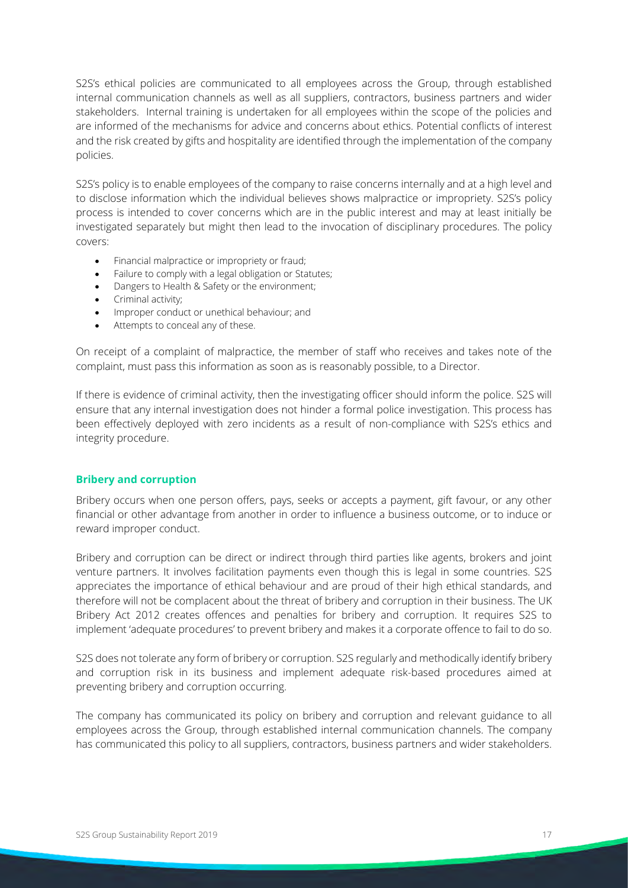S2S's ethical policies are communicated to all employees across the Group, through established internal communication channels as well as all suppliers, contractors, business partners and wider stakeholders. Internal training is undertaken for all employees within the scope of the policies and are informed of the mechanisms for advice and concerns about ethics. Potential conflicts of interest and the risk created by gifts and hospitality are identified through the implementation of the company policies.

S2S's policy is to enable employees of the company to raise concerns internally and at a high level and to disclose information which the individual believes shows malpractice or impropriety. S2S's policy process is intended to cover concerns which are in the public interest and may at least initially be investigated separately but might then lead to the invocation of disciplinary procedures. The policy covers:

- Financial malpractice or impropriety or fraud;
- Failure to comply with a legal obligation or Statutes;
- Dangers to Health & Safety or the environment;
- Criminal activity;
- Improper conduct or unethical behaviour; and
- Attempts to conceal any of these.

On receipt of a complaint of malpractice, the member of staff who receives and takes note of the complaint, must pass this information as soon as is reasonably possible, to a Director.

If there is evidence of criminal activity, then the investigating officer should inform the police. S2S will ensure that any internal investigation does not hinder a formal police investigation. This process has been effectively deployed with zero incidents as a result of non-compliance with S2S's ethics and integrity procedure.

## Bribery and corruption

Bribery occurs when one person offers, pays, seeks or accepts a payment, gift favour, or any other financial or other advantage from another in order to influence a business outcome, or to induce or reward improper conduct.

Bribery and corruption can be direct or indirect through third parties like agents, brokers and joint venture partners. It involves facilitation payments even though this is legal in some countries. S2S appreciates the importance of ethical behaviour and are proud of their high ethical standards, and therefore will not be complacent about the threat of bribery and corruption in their business. The UK Bribery Act 2012 creates offences and penalties for bribery and corruption. It requires S2S to implement 'adequate procedures' to prevent bribery and makes it a corporate offence to fail to do so.

S2S does not tolerate any form of bribery or corruption. S2S regularly and methodically identify bribery and corruption risk in its business and implement adequate risk-based procedures aimed at preventing bribery and corruption occurring.

The company has communicated its policy on bribery and corruption and relevant guidance to all employees across the Group, through established internal communication channels. The company has communicated this policy to all suppliers, contractors, business partners and wider stakeholders.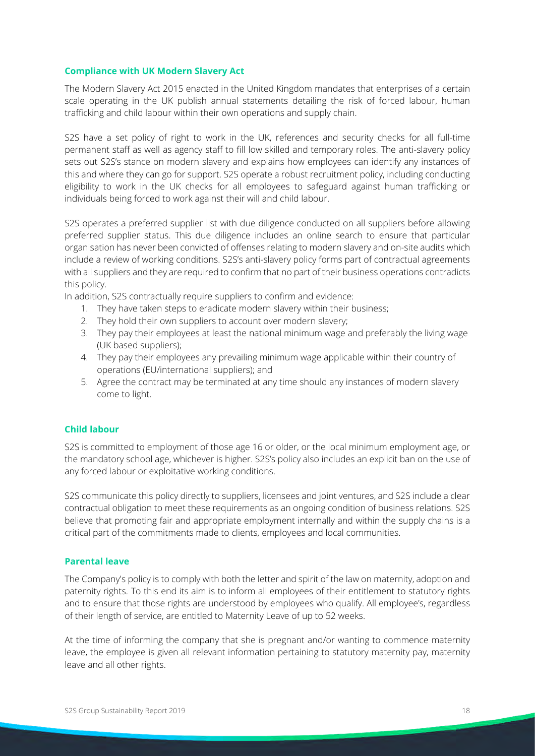## Compliance with UK Modern Slavery Act

The Modern Slavery Act 2015 enacted in the United Kingdom mandates that enterprises of a certain scale operating in the UK publish annual statements detailing the risk of forced labour, human trafficking and child labour within their own operations and supply chain.

S2S have a set policy of right to work in the UK, references and security checks for all full-time permanent staff as well as agency staff to fill low skilled and temporary roles. The anti-slavery policy sets out S2S's stance on modern slavery and explains how employees can identify any instances of this and where they can go for support. S2S operate a robust recruitment policy, including conducting eligibility to work in the UK checks for all employees to safeguard against human trafficking or individuals being forced to work against their will and child labour.

S2S operates a preferred supplier list with due diligence conducted on all suppliers before allowing preferred supplier status. This due diligence includes an online search to ensure that particular organisation has never been convicted of offenses relating to modern slavery and on-site audits which include a review of working conditions. S2S's anti-slavery policy forms part of contractual agreements with all suppliers and they are required to confirm that no part of their business operations contradicts this policy.

In addition, S2S contractually require suppliers to confirm and evidence:

1. They have taken steps to eradicate modern slavery within their business;
2. They hold their own suppliers to account over modern slavery;
3. They pay their employees at least the national minimum wage and preferably the living wage (UK based suppliers);
4. They pay their employees any prevailing minimum wage applicable within their country of operations (EU/international suppliers); and
5. Agree the contract may be terminated at any time should any instances of modern slavery come to light.

## Child labour

S2S is committed to employment of those age 16 or older, or the local minimum employment age, or the mandatory school age, whichever is higher. S2S's policy also includes an explicit ban on the use of any forced labour or exploitative working conditions.

S2S communicate this policy directly to suppliers, licensees and joint ventures, and S2S include a clear contractual obligation to meet these requirements as an ongoing condition of business relations. S2S believe that promoting fair and appropriate employment internally and within the supply chains is a critical part of the commitments made to clients, employees and local communities.

## Parental leave

The Company's policy is to comply with both the letter and spirit of the law on maternity, adoption and paternity rights. To this end its aim is to inform all employees of their entitlement to statutory rights and to ensure that those rights are understood by employees who qualify. All employee's, regardless of their length of service, are entitled to Maternity Leave of up to 52 weeks.

At the time of informing the company that she is pregnant and/or wanting to commence maternity leave, the employee is given all relevant information pertaining to statutory maternity pay, maternity leave and all other rights.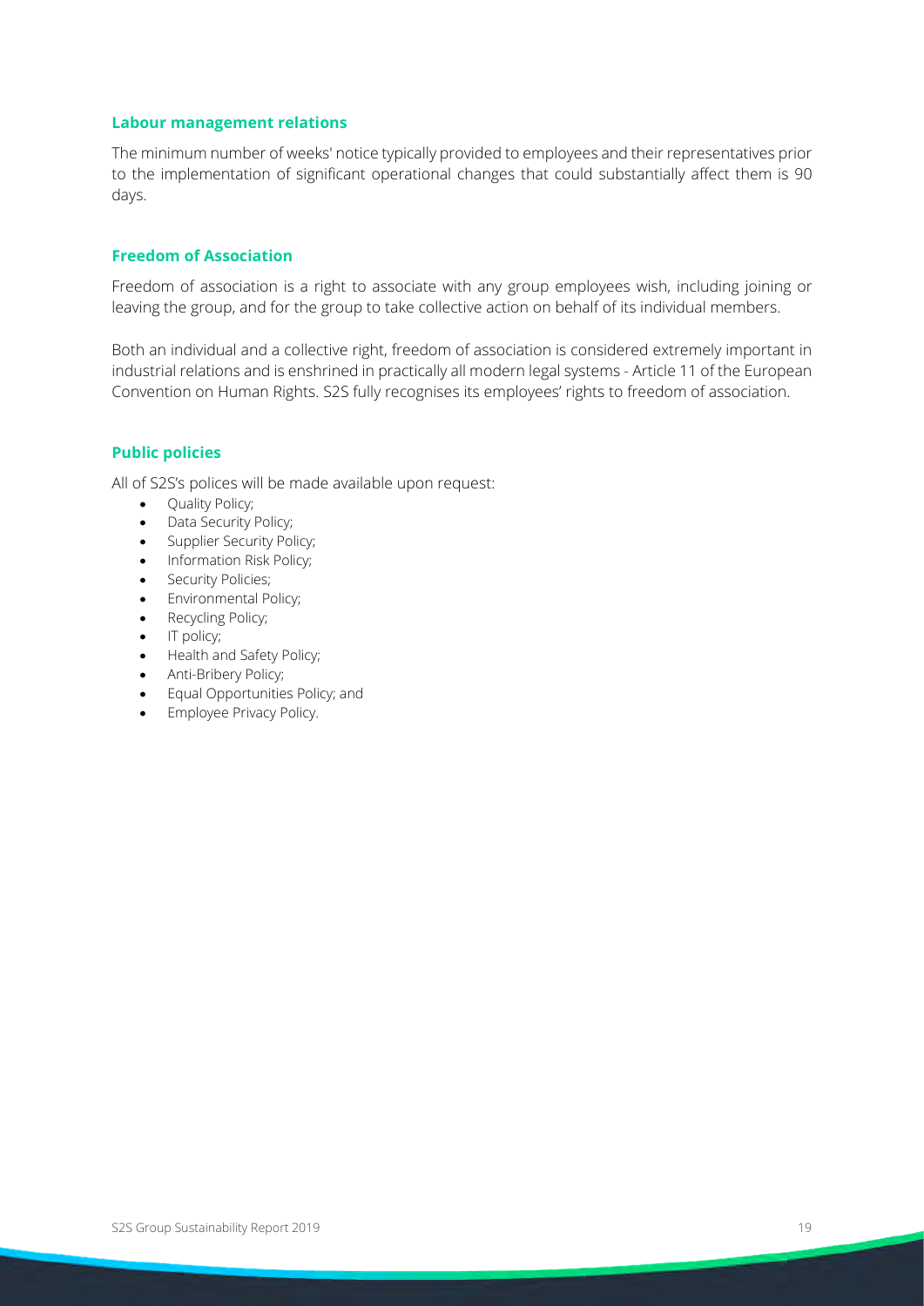## Labour management relations

The minimum number of weeks' notice typically provided to employees and their representatives prior to the implementation of significant operational changes that could substantially affect them is 90 days.

## Freedom of Association

Freedom of association is a right to associate with any group employees wish, including joining or leaving the group, and for the group to take collective action on behalf of its individual members.

Both an individual and a collective right, freedom of association is considered extremely important in industrial relations and is enshrined in practically all modern legal systems - Article 11 of the European Convention on Human Rights. S2S fully recognises its employees' rights to freedom of association.

## Public policies

All of S2S's polices will be made available upon request:

- Quality Policy;
- Data Security Policy;
- Supplier Security Policy;
- Information Risk Policy;
- Security Policies;
- Environmental Policy;
- Recycling Policy;
- IT policy;
- Health and Safety Policy;
- Anti-Bribery Policy;
- Equal Opportunities Policy; and
- Employee Privacy Policy.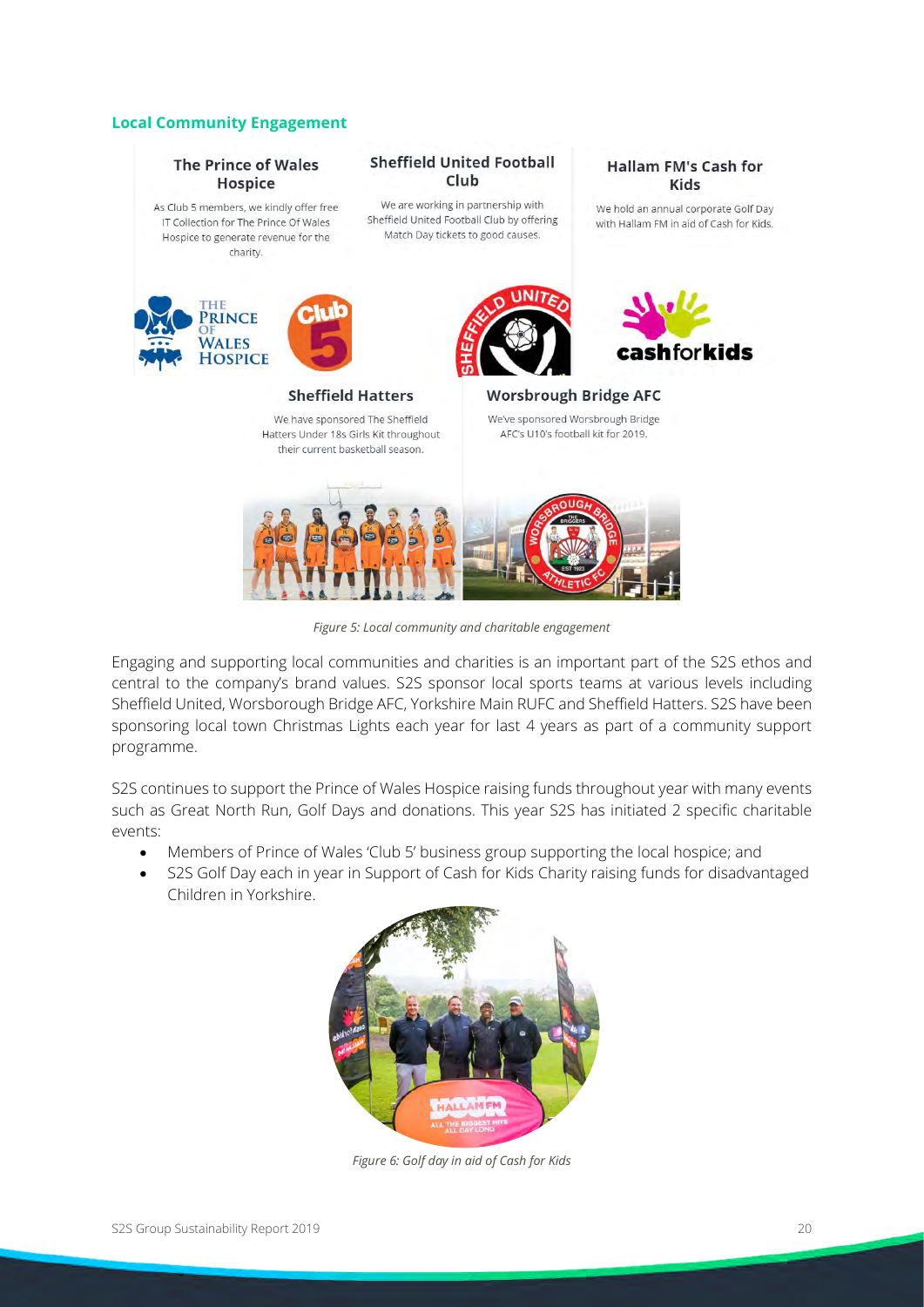### Local Community Engagement

**The Prince of Wales Hospice**

As Club 5 members, we kindly offer free IT Collection for The Prince Of Wales Hospice to generate revenue for the charity.

**Sheffield United Football Club**

We are working in partnership with Sheffield United Football Club by offering Match Day tickets to good causes.

**Hallam FM's Cash for Kids**

We hold an annual corporate Golf Day with Hallam FM in aid of Cash for Kids.

**Sheffield Hatters**

We have sponsored The Sheffield Hatters Under 18s Girls Kit throughout their current basketball season.

**Worsbrough Bridge AFC**

We've sponsored Worsbrough Bridge AFC's U10's football kit for 2019.

*Figure 5: Local community and charitable engagement*

Engaging and supporting local communities and charities is an important part of the S2S ethos and central to the company's brand values. S2S sponsor local sports teams at various levels including Sheffield United, Worsborough Bridge AFC, Yorkshire Main RUFC and Sheffield Hatters. S2S have been sponsoring local town Christmas Lights each year for last 4 years as part of a community support programme.

S2S continues to support the Prince of Wales Hospice raising funds throughout year with many events such as Great North Run, Golf Days and donations. This year S2S has initiated 2 specific charitable events:

- Members of Prince of Wales 'Club 5' business group supporting the local hospice; and
- S2S Golf Day each in year in Support of Cash for Kids Charity raising funds for disadvantaged Children in Yorkshire.

*Figure 6: Golf day in aid of Cash for Kids*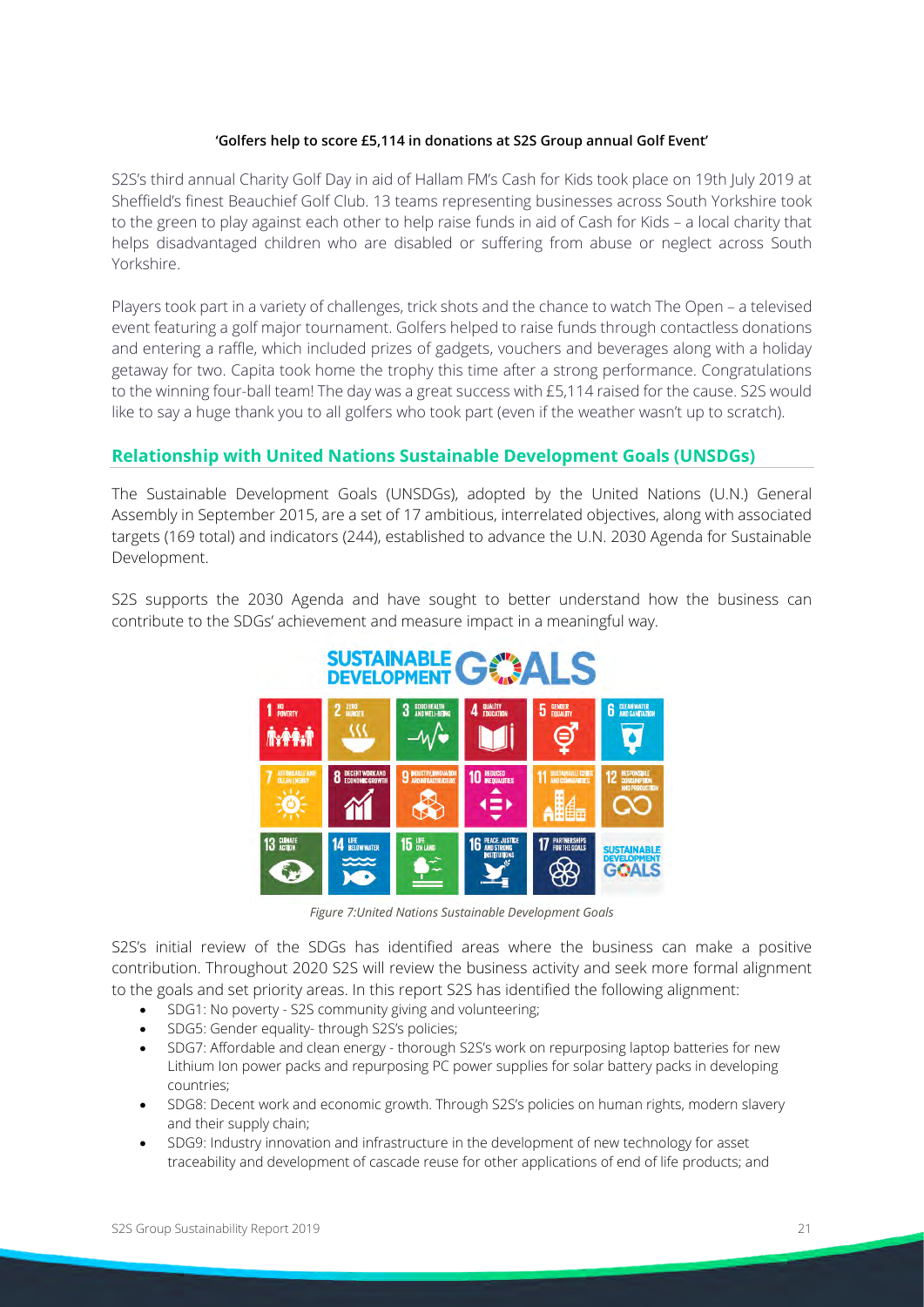**'Golfers help to score £5,114 in donations at S2S Group annual Golf Event'**

S2S's third annual Charity Golf Day in aid of Hallam FM's Cash for Kids took place on 19th July 2019 at Sheffield's finest Beauchief Golf Club. 13 teams representing businesses across South Yorkshire took to the green to play against each other to help raise funds in aid of Cash for Kids – a local charity that helps disadvantaged children who are disabled or suffering from abuse or neglect across South Yorkshire.

Players took part in a variety of challenges, trick shots and the chance to watch The Open – a televised event featuring a golf major tournament. Golfers helped to raise funds through contactless donations and entering a raffle, which included prizes of gadgets, vouchers and beverages along with a holiday getaway for two. Capita took home the trophy this time after a strong performance. Congratulations to the winning four-ball team! The day was a great success with £5,114 raised for the cause. S2S would like to say a huge thank you to all golfers who took part (even if the weather wasn't up to scratch).

## Relationship with United Nations Sustainable Development Goals (UNSDGs)

The Sustainable Development Goals (UNSDGs), adopted by the United Nations (U.N.) General Assembly in September 2015, are a set of 17 ambitious, interrelated objectives, along with associated targets (169 total) and indicators (244), established to advance the U.N. 2030 Agenda for Sustainable Development.

S2S supports the 2030 Agenda and have sought to better understand how the business can contribute to the SDGs' achievement and measure impact in a meaningful way.

*Figure 7:United Nations Sustainable Development Goals*

S2S's initial review of the SDGs has identified areas where the business can make a positive contribution. Throughout 2020 S2S will review the business activity and seek more formal alignment to the goals and set priority areas. In this report S2S has identified the following alignment:

- SDG1: No poverty - S2S community giving and volunteering;
- SDG5: Gender equality- through S2S's policies;
- SDG7: Affordable and clean energy - thorough S2S's work on repurposing laptop batteries for new Lithium Ion power packs and repurposing PC power supplies for solar battery packs in developing countries;
- SDG8: Decent work and economic growth. Through S2S's policies on human rights, modern slavery and their supply chain;
- SDG9: Industry innovation and infrastructure in the development of new technology for asset traceability and development of cascade reuse for other applications of end of life products; and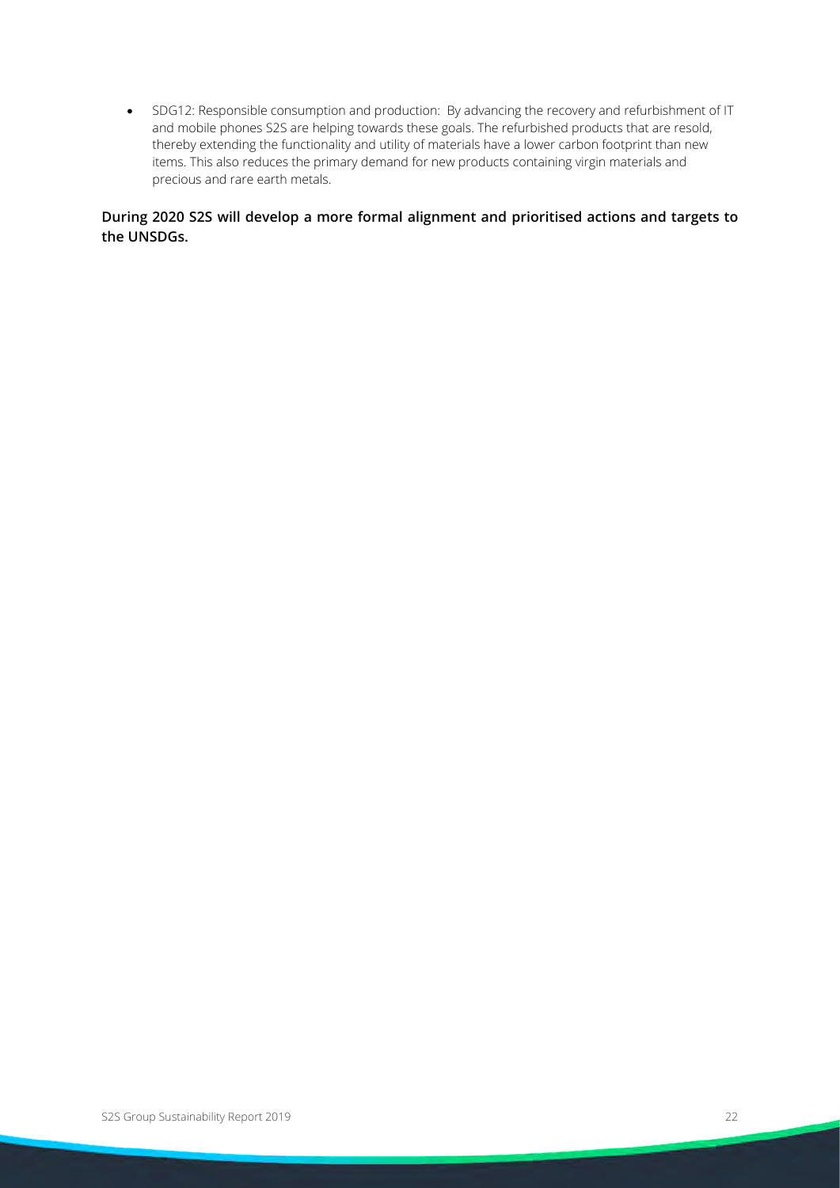- SDG12: Responsible consumption and production: By advancing the recovery and refurbishment of IT and mobile phones S2S are helping towards these goals. The refurbished products that are resold, thereby extending the functionality and utility of materials have a lower carbon footprint than new items. This also reduces the primary demand for new products containing virgin materials and precious and rare earth metals.

**During 2020 S2S will develop a more formal alignment and prioritised actions and targets to the UNSDGs.**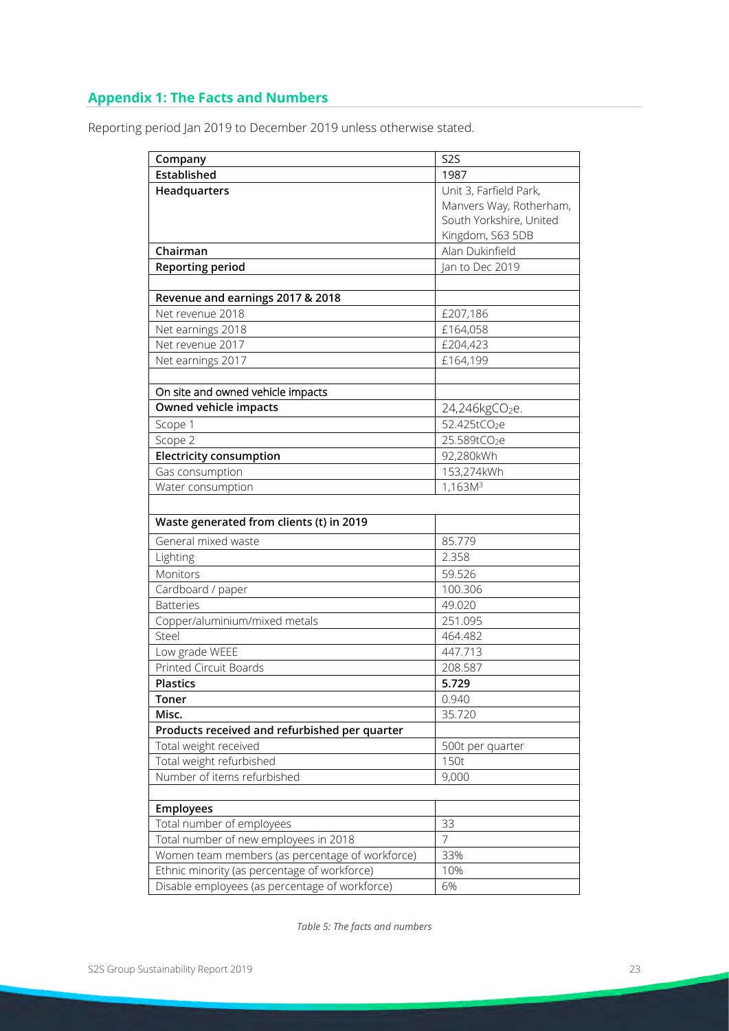## Appendix 1: The Facts and Numbers

Reporting period Jan 2019 to December 2019 unless otherwise stated.

| **Company** | S2S |
|---|---|
| **Established** | 1987 |
| **Headquarters** | Unit 3, Farfield Park, Manvers Way, Rotherham, South Yorkshire, United Kingdom, S63 5DB |
| **Chairman** | Alan Dukinfield |
| **Reporting period** | Jan to Dec 2019 |
| | |
| **Revenue and earnings 2017 & 2018** | |
| Net revenue 2018 | £207,186 |
| Net earnings 2018 | £164,058 |
| Net revenue 2017 | £204,423 |
| Net earnings 2017 | £164,199 |
| | |
| On site and owned vehicle impacts | |
| **Owned vehicle impacts** | 24,246kg$CO_2$e. |
| Scope 1 | 52.425t$CO_2$e |
| Scope 2 | 25.589t$CO_2$e |
| **Electricity consumption** | 92,280kWh |
| Gas consumption | 153,274kWh |
| Water consumption | 1,163$M^3$ |
| | |
| **Waste generated from clients (t) in 2019** | |
| General mixed waste | 85.779 |
| Lighting | 2.358 |
| Monitors | 59.526 |
| Cardboard / paper | 100.306 |
| Batteries | 49.020 |
| Copper/aluminium/mixed metals | 251.095 |
| Steel | 464.482 |
| Low grade WEEE | 447.713 |
| Printed Circuit Boards | 208.587 |
| **Plastics** | **5.729** |
| **Toner** | 0.940 |
| **Misc.** | 35.720 |
| **Products received and refurbished per quarter** | |
| Total weight received | 500t per quarter |
| Total weight refurbished | 150t |
| Number of items refurbished | 9,000 |
| | |
| **Employees** | |
| Total number of employees | 33 |
| Total number of new employees in 2018 | 7 |
| Women team members (as percentage of workforce) | 33% |
| Ethnic minority (as percentage of workforce) | 10% |
| Disable employees (as percentage of workforce) | 6% |

*Table 5: The facts and numbers*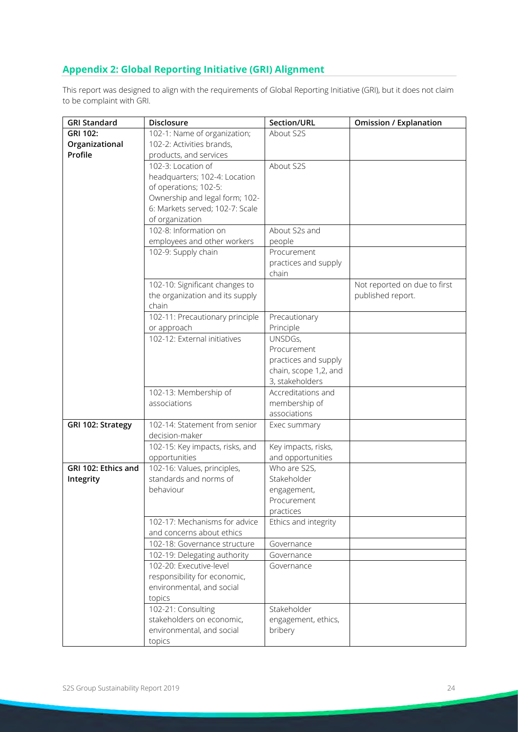## Appendix 2: Global Reporting Initiative (GRI) Alignment

This report was designed to align with the requirements of Global Reporting Initiative (GRI), but it does not claim to be complaint with GRI.

| GRI Standard | Disclosure | Section/URL | Omission / Explanation |
|---|---|---|---|
| **GRI 102: Organizational Profile** | 102-1: Name of organization; 102-2: Activities brands, products, and services | About S2S | |
| | 102-3: Location of headquarters; 102-4: Location of operations; 102-5: Ownership and legal form; 102-6: Markets served; 102-7: Scale of organization | About S2S | |
| | 102-8: Information on employees and other workers | About S2s and people | |
| | 102-9: Supply chain | Procurement practices and supply chain | |
| | 102-10: Significant changes to the organization and its supply chain | | Not reported on due to first published report. |
| | 102-11: Precautionary principle or approach | Precautionary Principle | |
| | 102-12: External initiatives | UNSDGs, Procurement practices and supply chain, scope 1,2, and 3, stakeholders | |
| | 102-13: Membership of associations | Accreditations and membership of associations | |
| **GRI 102: Strategy** | 102-14: Statement from senior decision-maker | Exec summary | |
| | 102-15: Key impacts, risks, and opportunities | Key impacts, risks, and opportunities | |
| **GRI 102: Ethics and Integrity** | 102-16: Values, principles, standards and norms of behaviour | Who are S2S, Stakeholder engagement, Procurement practices | |
| | 102-17: Mechanisms for advice and concerns about ethics | Ethics and integrity | |
| | 102-18: Governance structure | Governance | |
| | 102-19: Delegating authority | Governance | |
| | 102-20: Executive-level responsibility for economic, environmental, and social topics | Governance | |
| | 102-21: Consulting stakeholders on economic, environmental, and social topics | Stakeholder engagement, ethics, bribery | |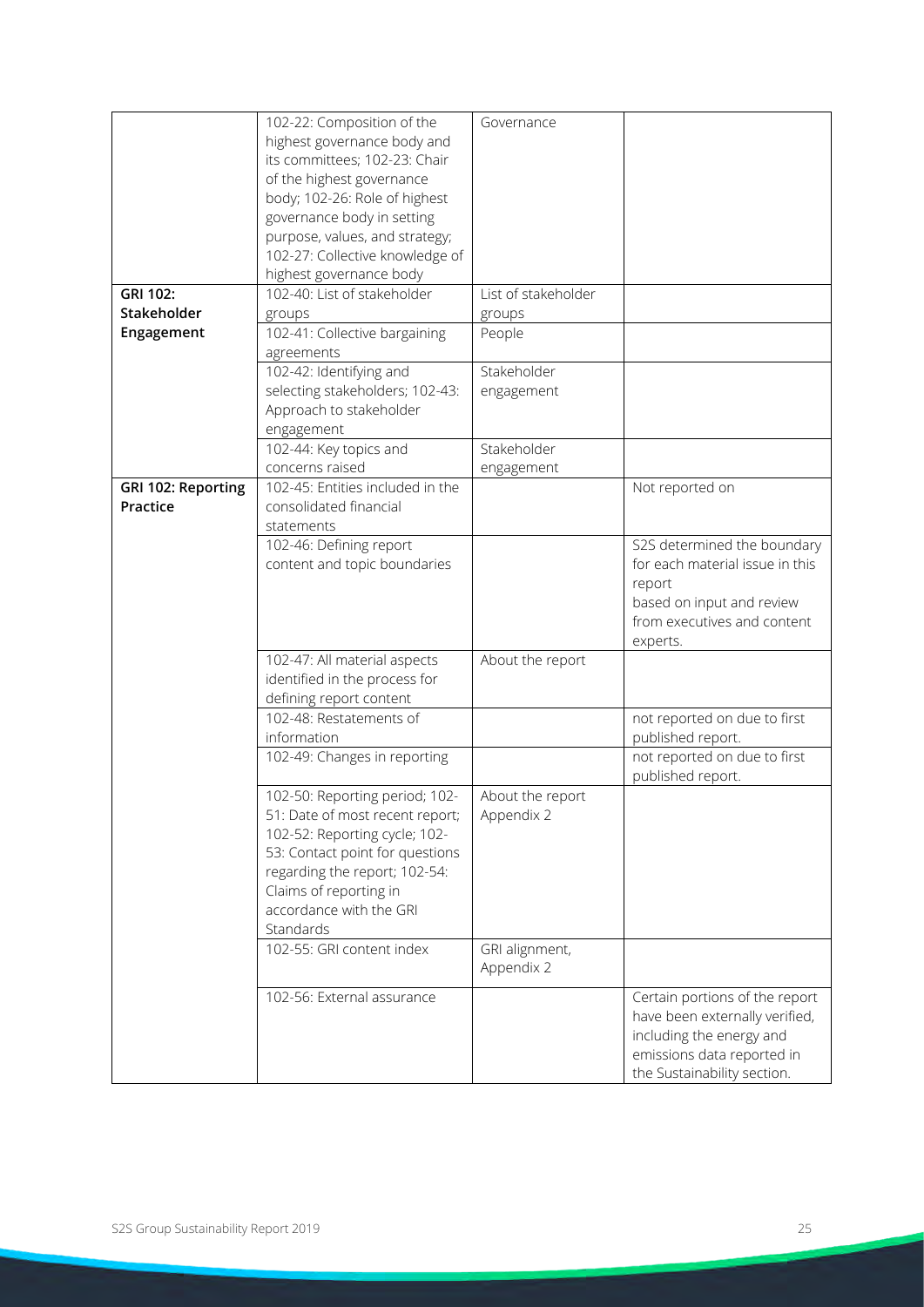| | | | |
|---|---|---|---|
| | 102-22: Composition of the highest governance body and its committees; 102-23: Chair of the highest governance body; 102-26: Role of highest governance body in setting purpose, values, and strategy; 102-27: Collective knowledge of highest governance body | Governance | |
| **GRI 102: Stakeholder Engagement** | 102-40: List of stakeholder groups | List of stakeholder groups | |
| | 102-41: Collective bargaining agreements | People | |
| | 102-42: Identifying and selecting stakeholders; 102-43: Approach to stakeholder engagement | Stakeholder engagement | |
| | 102-44: Key topics and concerns raised | Stakeholder engagement | |
| **GRI 102: Reporting Practice** | 102-45: Entities included in the consolidated financial statements | | Not reported on |
| | 102-46: Defining report content and topic boundaries | | S2S determined the boundary for each material issue in this report based on input and review from executives and content experts. |
| | 102-47: All material aspects identified in the process for defining report content | About the report | |
| | 102-48: Restatements of information | | not reported on due to first published report. |
| | 102-49: Changes in reporting | | not reported on due to first published report. |
| | 102-50: Reporting period; 102-51: Date of most recent report; 102-52: Reporting cycle; 102-53: Contact point for questions regarding the report; 102-54: Claims of reporting in accordance with the GRI Standards | About the report Appendix 2 | |
| | 102-55: GRI content index | GRI alignment, Appendix 2 | |
| | 102-56: External assurance | | Certain portions of the report have been externally verified, including the energy and emissions data reported in the Sustainability section. |